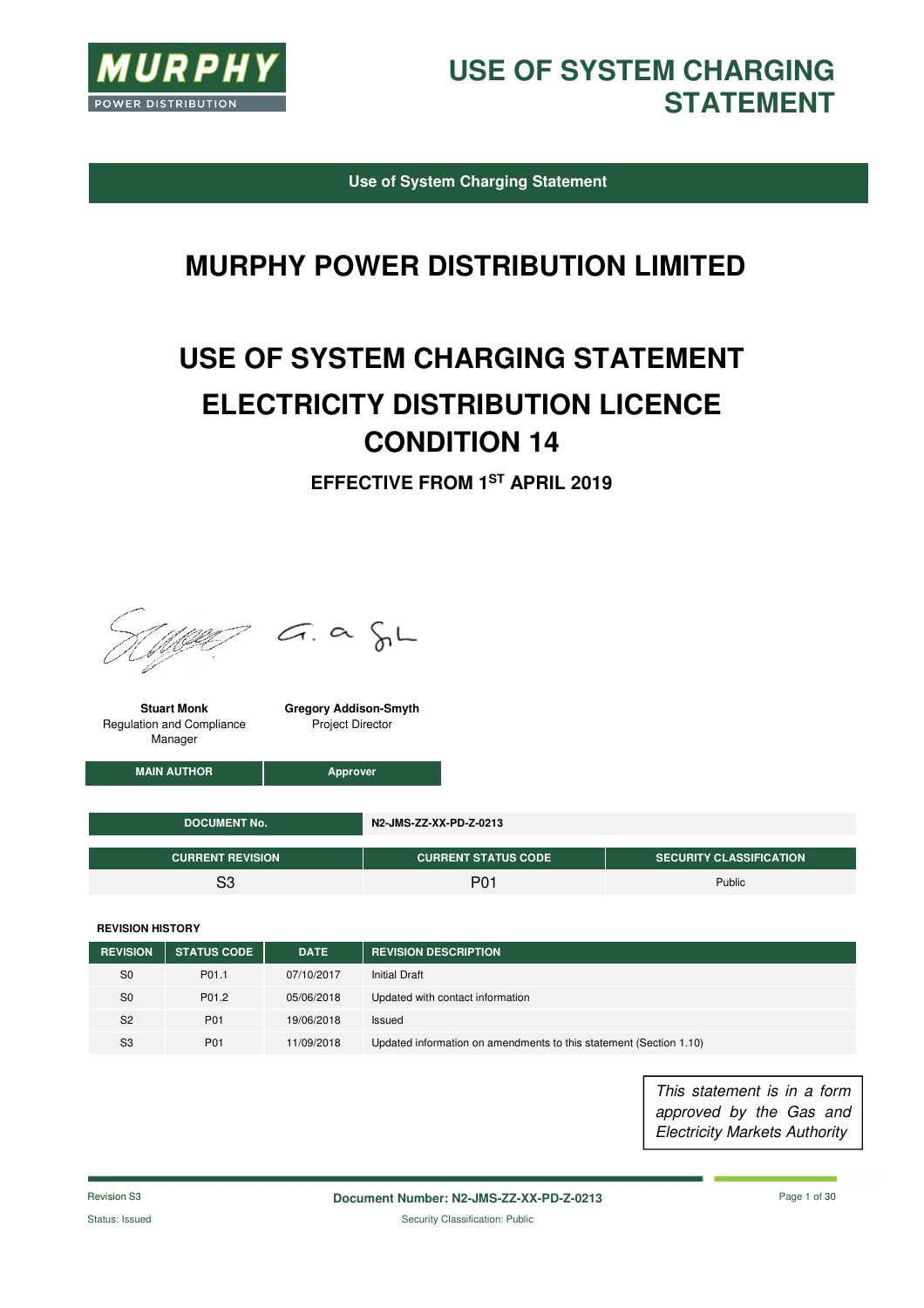MURPHY
POWER DISTRIBUTION

# USE OF SYSTEM CHARGING STATEMENT

**Use of System Charging Statement**

# MURPHY POWER DISTRIBUTION LIMITED

# USE OF SYSTEM CHARGING STATEMENT
# ELECTRICITY DISTRIBUTION LICENCE CONDITION 14

### EFFECTIVE FROM 1ST APRIL 2019

| Stuart Monk<br>Regulation and Compliance Manager | Gregory Addison-Smyth<br>Project Director |
|---|---|
| MAIN AUTHOR | Approver |

| DOCUMENT No. | N2-JMS-ZZ-XX-PD-Z-0213 |
|---|---|

| CURRENT REVISION | CURRENT STATUS CODE | SECURITY CLASSIFICATION |
|---|---|---|
| S3 | P01 | Public |

**REVISION HISTORY**

| REVISION | STATUS CODE | DATE | REVISION DESCRIPTION |
|---|---|---|---|
| S0 | P01.1 | 07/10/2017 | Initial Draft |
| S0 | P01.2 | 05/06/2018 | Updated with contact information |
| S2 | P01 | 19/06/2018 | Issued |
| S3 | P01 | 11/09/2018 | Updated information on amendments to this statement (Section 1.10) |

*This statement is in a form approved by the Gas and Electricity Markets Authority*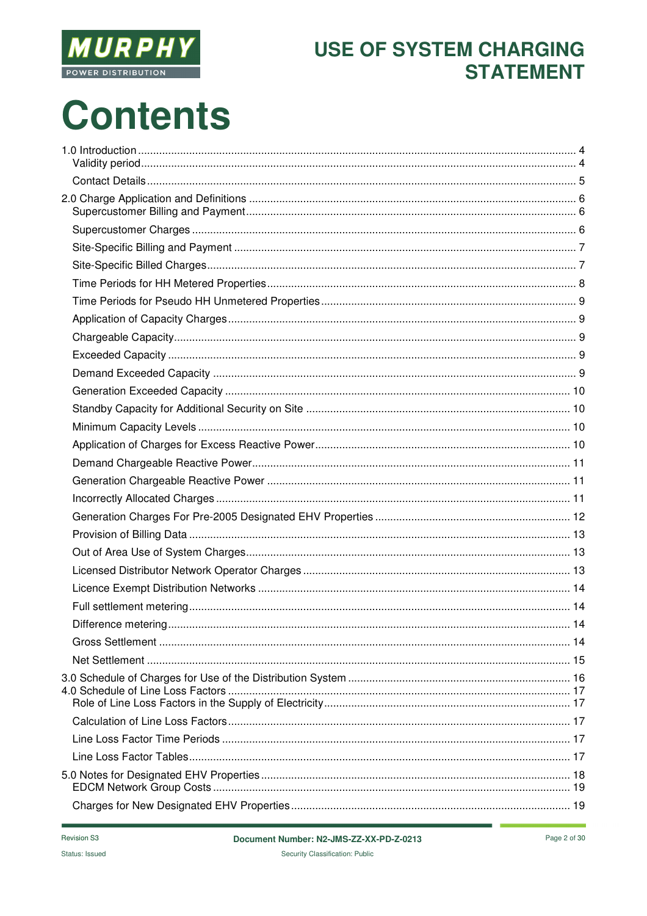# Contents

1.0 Introduction ... 4
- Validity period ... 4
- Contact Details ... 5

2.0 Charge Application and Definitions ... 6
- Supercustomer Billing and Payment ... 6
- Supercustomer Charges ... 6
- Site-Specific Billing and Payment ... 7
- Site-Specific Billed Charges ... 7
- Time Periods for HH Metered Properties ... 8
- Time Periods for Pseudo HH Unmetered Properties ... 9
- Application of Capacity Charges ... 9
- Chargeable Capacity ... 9
- Exceeded Capacity ... 9
- Demand Exceeded Capacity ... 9
- Generation Exceeded Capacity ... 10
- Standby Capacity for Additional Security on Site ... 10
- Minimum Capacity Levels ... 10
- Application of Charges for Excess Reactive Power ... 10
- Demand Chargeable Reactive Power ... 11
- Generation Chargeable Reactive Power ... 11
- Incorrectly Allocated Charges ... 11
- Generation Charges For Pre-2005 Designated EHV Properties ... 12
- Provision of Billing Data ... 13
- Out of Area Use of System Charges ... 13
- Licensed Distributor Network Operator Charges ... 13
- Licence Exempt Distribution Networks ... 14
- Full settlement metering ... 14
- Difference metering ... 14
- Gross Settlement ... 14
- Net Settlement ... 15

3.0 Schedule of Charges for Use of the Distribution System ... 16

4.0 Schedule of Line Loss Factors ... 17
- Role of Line Loss Factors in the Supply of Electricity ... 17
- Calculation of Line Loss Factors ... 17
- Line Loss Factor Time Periods ... 17
- Line Loss Factor Tables ... 17

5.0 Notes for Designated EHV Properties ... 18
- EDCM Network Group Costs ... 19
- Charges for New Designated EHV Properties ... 19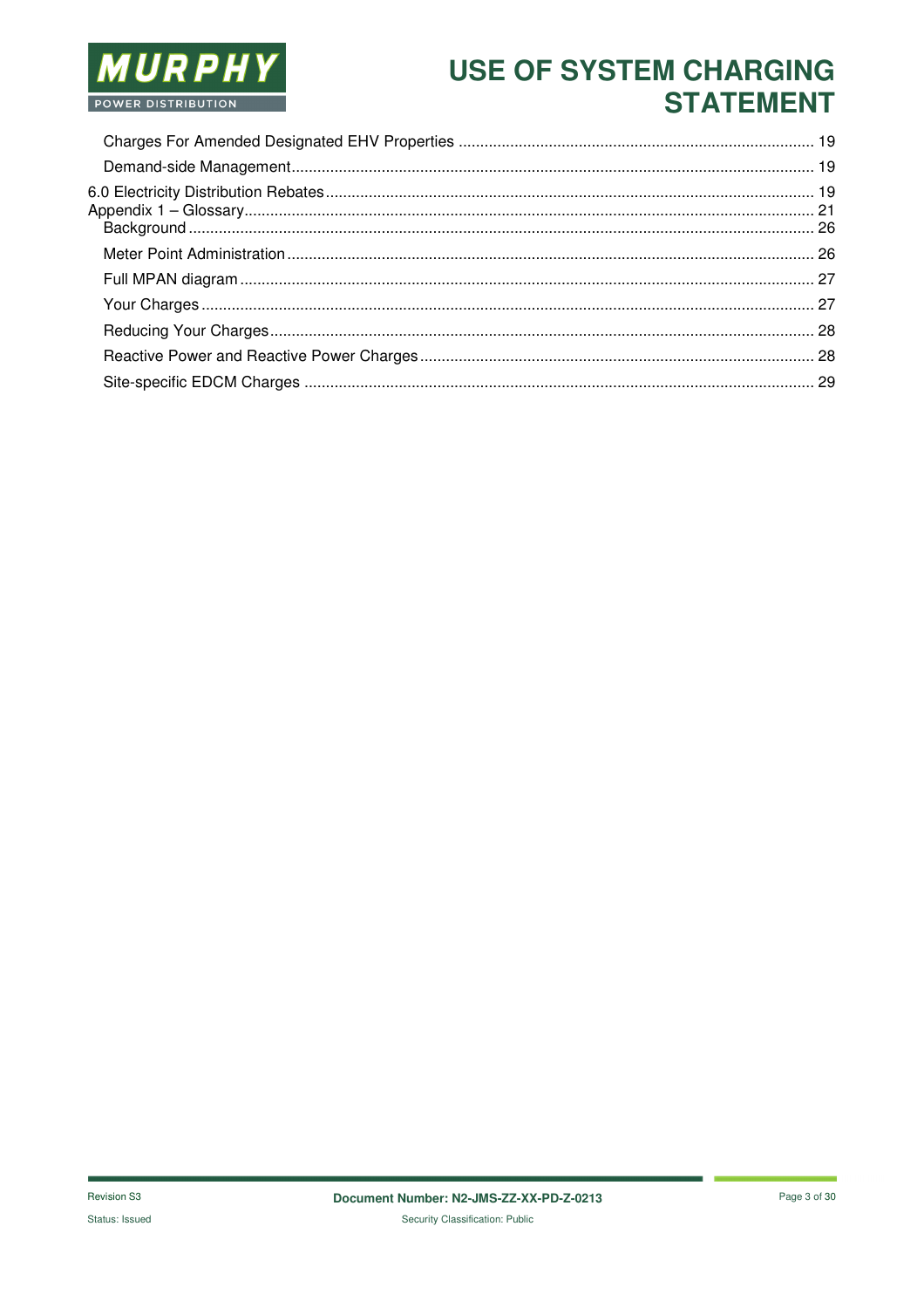Charges For Amended Designated EHV Properties ........................................ 19

Demand-side Management ........................................ 19

6.0 Electricity Distribution Rebates ........................................ 19

Appendix 1 – Glossary ........................................ 21

Background ........................................ 26

Meter Point Administration ........................................ 26

Full MPAN diagram ........................................ 27

Your Charges ........................................ 27

Reducing Your Charges ........................................ 28

Reactive Power and Reactive Power Charges ........................................ 28

Site-specific EDCM Charges ........................................ 29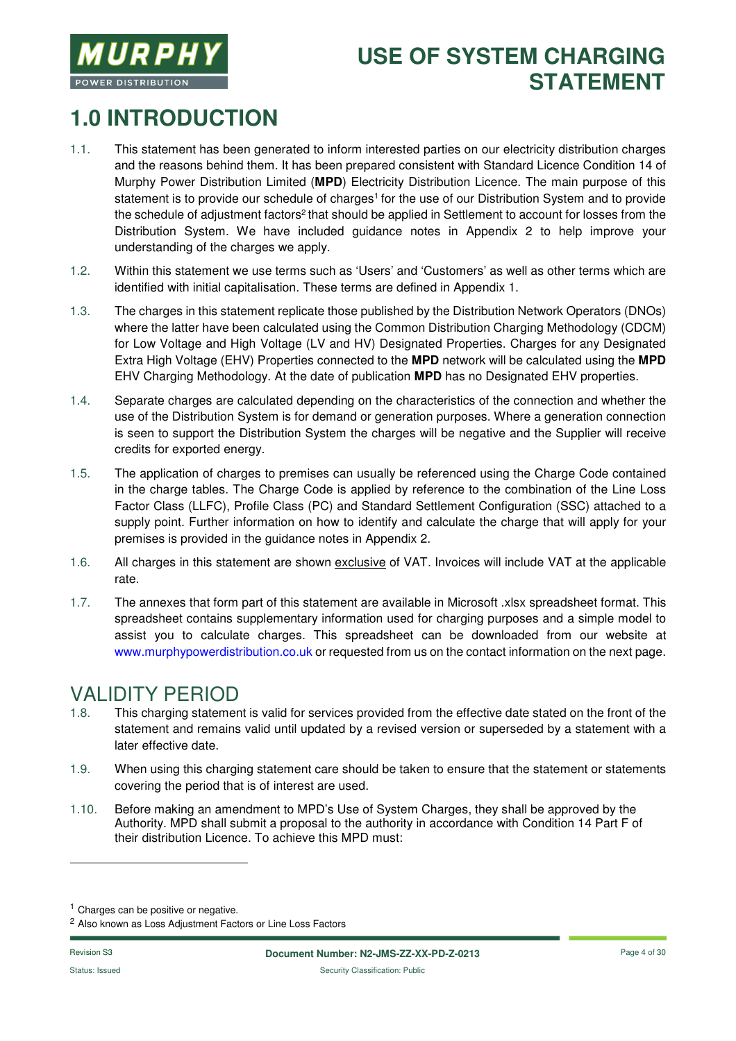# 1.0 INTRODUCTION

1.1. This statement has been generated to inform interested parties on our electricity distribution charges and the reasons behind them. It has been prepared consistent with Standard Licence Condition 14 of Murphy Power Distribution Limited (**MPD**) Electricity Distribution Licence. The main purpose of this statement is to provide our schedule of charges[1] for the use of our Distribution System and to provide the schedule of adjustment factors[2] that should be applied in Settlement to account for losses from the Distribution System. We have included guidance notes in Appendix 2 to help improve your understanding of the charges we apply.

1.2. Within this statement we use terms such as 'Users' and 'Customers' as well as other terms which are identified with initial capitalisation. These terms are defined in Appendix 1.

1.3. The charges in this statement replicate those published by the Distribution Network Operators (DNOs) where the latter have been calculated using the Common Distribution Charging Methodology (CDCM) for Low Voltage and High Voltage (LV and HV) Designated Properties. Charges for any Designated Extra High Voltage (EHV) Properties connected to the **MPD** network will be calculated using the **MPD** EHV Charging Methodology. At the date of publication **MPD** has no Designated EHV properties.

1.4. Separate charges are calculated depending on the characteristics of the connection and whether the use of the Distribution System is for demand or generation purposes. Where a generation connection is seen to support the Distribution System the charges will be negative and the Supplier will receive credits for exported energy.

1.5. The application of charges to premises can usually be referenced using the Charge Code contained in the charge tables. The Charge Code is applied by reference to the combination of the Line Loss Factor Class (LLFC), Profile Class (PC) and Standard Settlement Configuration (SSC) attached to a supply point. Further information on how to identify and calculate the charge that will apply for your premises is provided in the guidance notes in Appendix 2.

1.6. All charges in this statement are shown exclusive of VAT. Invoices will include VAT at the applicable rate.

1.7. The annexes that form part of this statement are available in Microsoft .xlsx spreadsheet format. This spreadsheet contains supplementary information used for charging purposes and a simple model to assist you to calculate charges. This spreadsheet can be downloaded from our website at www.murphypowerdistribution.co.uk or requested from us on the contact information on the next page.

## VALIDITY PERIOD

1.8. This charging statement is valid for services provided from the effective date stated on the front of the statement and remains valid until updated by a revised version or superseded by a statement with a later effective date.

1.9. When using this charging statement care should be taken to ensure that the statement or statements covering the period that is of interest are used.

1.10. Before making an amendment to MPD's Use of System Charges, they shall be approved by the Authority. MPD shall submit a proposal to the authority in accordance with Condition 14 Part F of their distribution Licence. To achieve this MPD must:

---

[1] Charges can be positive or negative.

[2] Also known as Loss Adjustment Factors or Line Loss Factors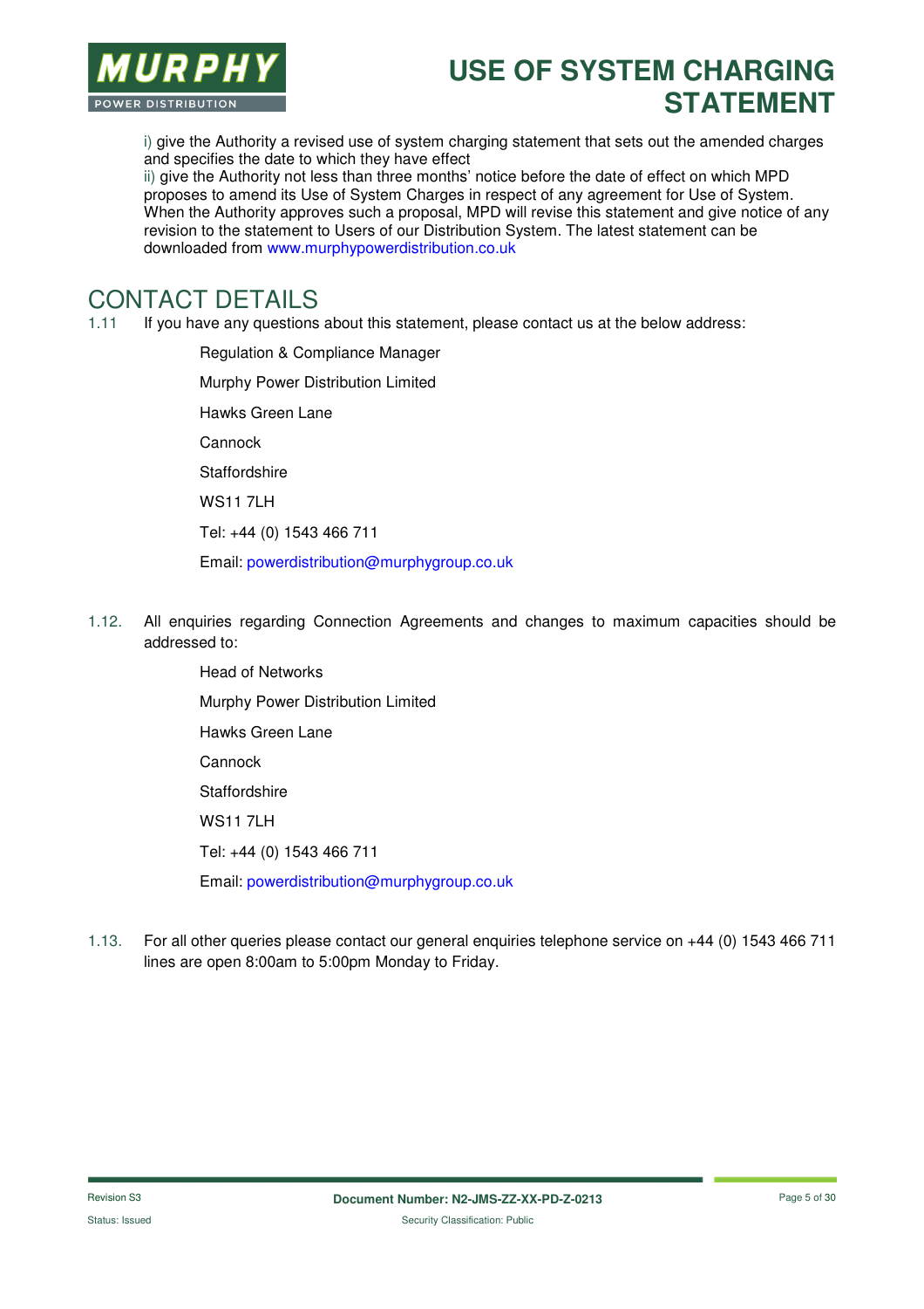i) give the Authority a revised use of system charging statement that sets out the amended charges and specifies the date to which they have effect

ii) give the Authority not less than three months' notice before the date of effect on which MPD proposes to amend its Use of System Charges in respect of any agreement for Use of System. When the Authority approves such a proposal, MPD will revise this statement and give notice of any revision to the statement to Users of our Distribution System. The latest statement can be downloaded from www.murphypowerdistribution.co.uk

# CONTACT DETAILS

1.11 If you have any questions about this statement, please contact us at the below address:

Regulation & Compliance Manager

Murphy Power Distribution Limited

Hawks Green Lane

Cannock

Staffordshire

WS11 7LH

Tel: +44 (0) 1543 466 711

Email: powerdistribution@murphygroup.co.uk

1.12. All enquiries regarding Connection Agreements and changes to maximum capacities should be addressed to:

Head of Networks

Murphy Power Distribution Limited

Hawks Green Lane

Cannock

Staffordshire

WS11 7LH

Tel: +44 (0) 1543 466 711

Email: powerdistribution@murphygroup.co.uk

1.13. For all other queries please contact our general enquiries telephone service on +44 (0) 1543 466 711 lines are open 8:00am to 5:00pm Monday to Friday.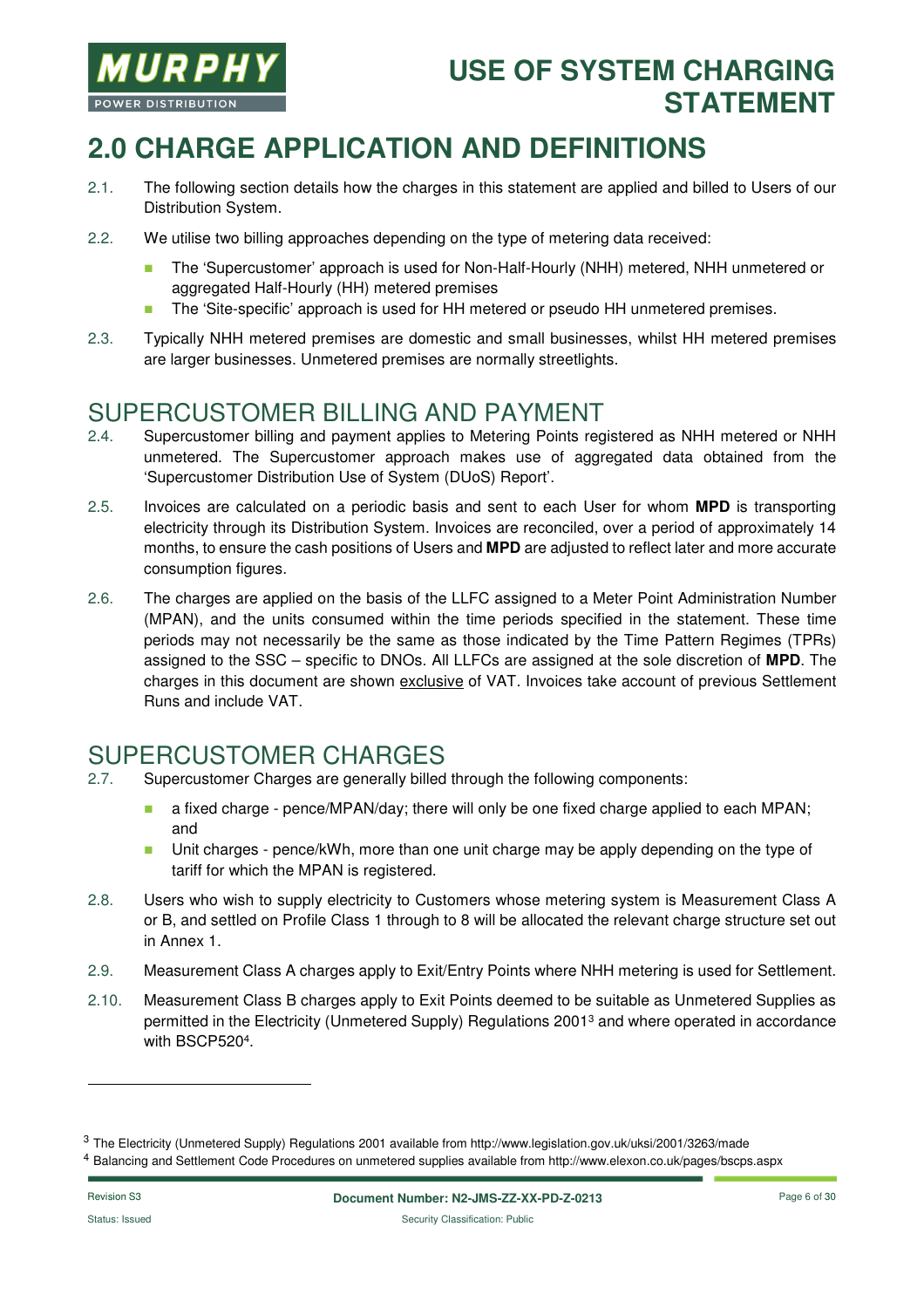# 2.0 CHARGE APPLICATION AND DEFINITIONS

2.1. The following section details how the charges in this statement are applied and billed to Users of our Distribution System.

2.2. We utilise two billing approaches depending on the type of metering data received:

- The 'Supercustomer' approach is used for Non-Half-Hourly (NHH) metered, NHH unmetered or aggregated Half-Hourly (HH) metered premises
- The 'Site-specific' approach is used for HH metered or pseudo HH unmetered premises.

2.3. Typically NHH metered premises are domestic and small businesses, whilst HH metered premises are larger businesses. Unmetered premises are normally streetlights.

## SUPERCUSTOMER BILLING AND PAYMENT

2.4. Supercustomer billing and payment applies to Metering Points registered as NHH metered or NHH unmetered. The Supercustomer approach makes use of aggregated data obtained from the 'Supercustomer Distribution Use of System (DUoS) Report'.

2.5. Invoices are calculated on a periodic basis and sent to each User for whom **MPD** is transporting electricity through its Distribution System. Invoices are reconciled, over a period of approximately 14 months, to ensure the cash positions of Users and **MPD** are adjusted to reflect later and more accurate consumption figures.

2.6. The charges are applied on the basis of the LLFC assigned to a Meter Point Administration Number (MPAN), and the units consumed within the time periods specified in the statement. These time periods may not necessarily be the same as those indicated by the Time Pattern Regimes (TPRs) assigned to the SSC – specific to DNOs. All LLFCs are assigned at the sole discretion of **MPD**. The charges in this document are shown exclusive of VAT. Invoices take account of previous Settlement Runs and include VAT.

## SUPERCUSTOMER CHARGES

2.7. Supercustomer Charges are generally billed through the following components:

- a fixed charge - pence/MPAN/day; there will only be one fixed charge applied to each MPAN; and
- Unit charges - pence/kWh, more than one unit charge may be apply depending on the type of tariff for which the MPAN is registered.

2.8. Users who wish to supply electricity to Customers whose metering system is Measurement Class A or B, and settled on Profile Class 1 through to 8 will be allocated the relevant charge structure set out in Annex 1.

2.9. Measurement Class A charges apply to Exit/Entry Points where NHH metering is used for Settlement.

2.10. Measurement Class B charges apply to Exit Points deemed to be suitable as Unmetered Supplies as permitted in the Electricity (Unmetered Supply) Regulations 2001[3] and where operated in accordance with BSCP520[4].

[3] The Electricity (Unmetered Supply) Regulations 2001 available from http://www.legislation.gov.uk/uksi/2001/3263/made

[4] Balancing and Settlement Code Procedures on unmetered supplies available from http://www.elexon.co.uk/pages/bscps.aspx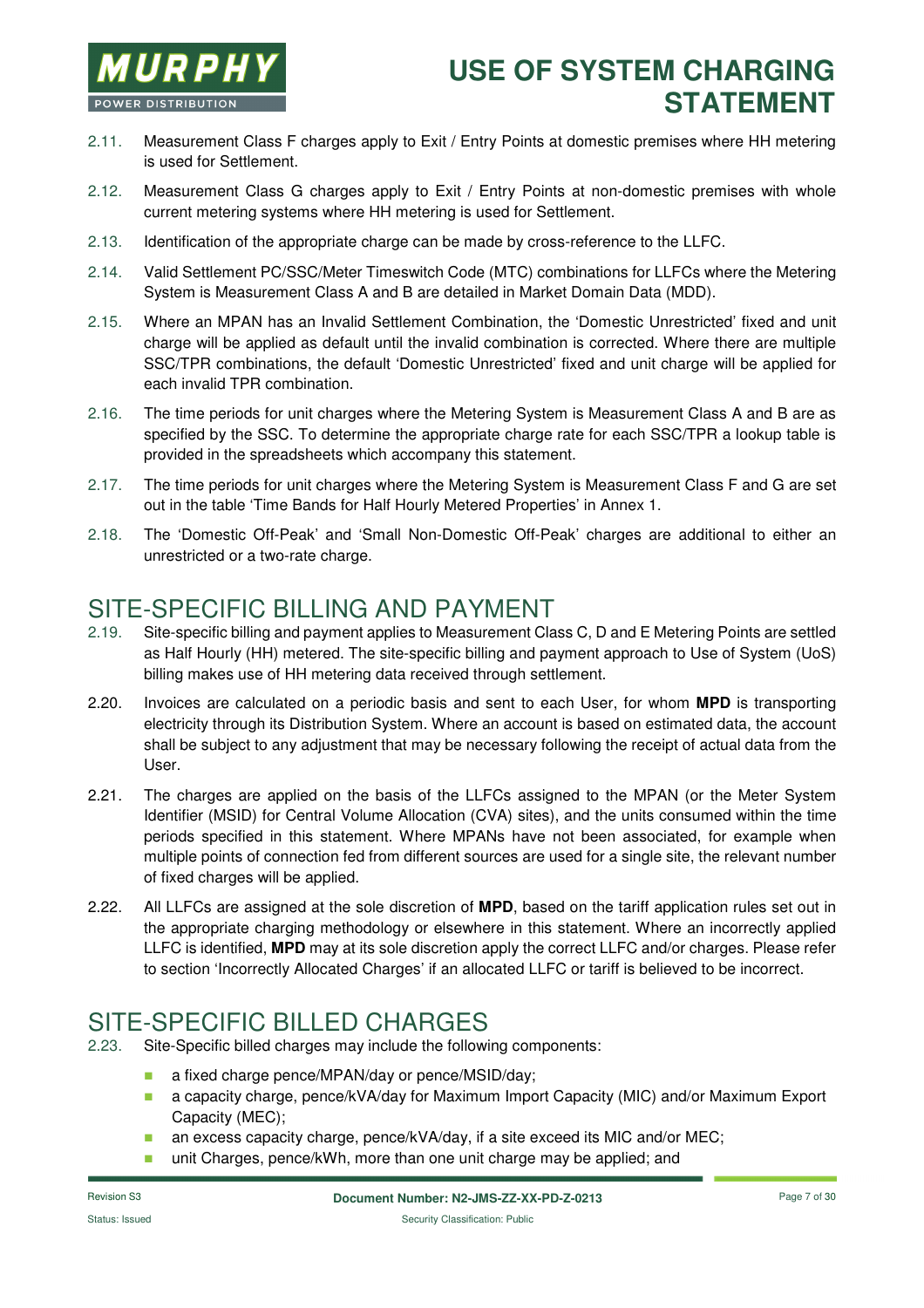2.11. Measurement Class F charges apply to Exit / Entry Points at domestic premises where HH metering is used for Settlement.

2.12. Measurement Class G charges apply to Exit / Entry Points at non-domestic premises with whole current metering systems where HH metering is used for Settlement.

2.13. Identification of the appropriate charge can be made by cross-reference to the LLFC.

2.14. Valid Settlement PC/SSC/Meter Timeswitch Code (MTC) combinations for LLFCs where the Metering System is Measurement Class A and B are detailed in Market Domain Data (MDD).

2.15. Where an MPAN has an Invalid Settlement Combination, the 'Domestic Unrestricted' fixed and unit charge will be applied as default until the invalid combination is corrected. Where there are multiple SSC/TPR combinations, the default 'Domestic Unrestricted' fixed and unit charge will be applied for each invalid TPR combination.

2.16. The time periods for unit charges where the Metering System is Measurement Class A and B are as specified by the SSC. To determine the appropriate charge rate for each SSC/TPR a lookup table is provided in the spreadsheets which accompany this statement.

2.17. The time periods for unit charges where the Metering System is Measurement Class F and G are set out in the table 'Time Bands for Half Hourly Metered Properties' in Annex 1.

2.18. The 'Domestic Off-Peak' and 'Small Non-Domestic Off-Peak' charges are additional to either an unrestricted or a two-rate charge.

# SITE-SPECIFIC BILLING AND PAYMENT

2.19. Site-specific billing and payment applies to Measurement Class C, D and E Metering Points are settled as Half Hourly (HH) metered. The site-specific billing and payment approach to Use of System (UoS) billing makes use of HH metering data received through settlement.

2.20. Invoices are calculated on a periodic basis and sent to each User, for whom **MPD** is transporting electricity through its Distribution System. Where an account is based on estimated data, the account shall be subject to any adjustment that may be necessary following the receipt of actual data from the User.

2.21. The charges are applied on the basis of the LLFCs assigned to the MPAN (or the Meter System Identifier (MSID) for Central Volume Allocation (CVA) sites), and the units consumed within the time periods specified in this statement. Where MPANs have not been associated, for example when multiple points of connection fed from different sources are used for a single site, the relevant number of fixed charges will be applied.

2.22. All LLFCs are assigned at the sole discretion of **MPD**, based on the tariff application rules set out in the appropriate charging methodology or elsewhere in this statement. Where an incorrectly applied LLFC is identified, **MPD** may at its sole discretion apply the correct LLFC and/or charges. Please refer to section 'Incorrectly Allocated Charges' if an allocated LLFC or tariff is believed to be incorrect.

# SITE-SPECIFIC BILLED CHARGES

2.23. Site-Specific billed charges may include the following components:

- a fixed charge pence/MPAN/day or pence/MSID/day;
- a capacity charge, pence/kVA/day for Maximum Import Capacity (MIC) and/or Maximum Export Capacity (MEC);
- an excess capacity charge, pence/kVA/day, if a site exceed its MIC and/or MEC;
- unit Charges, pence/kWh, more than one unit charge may be applied; and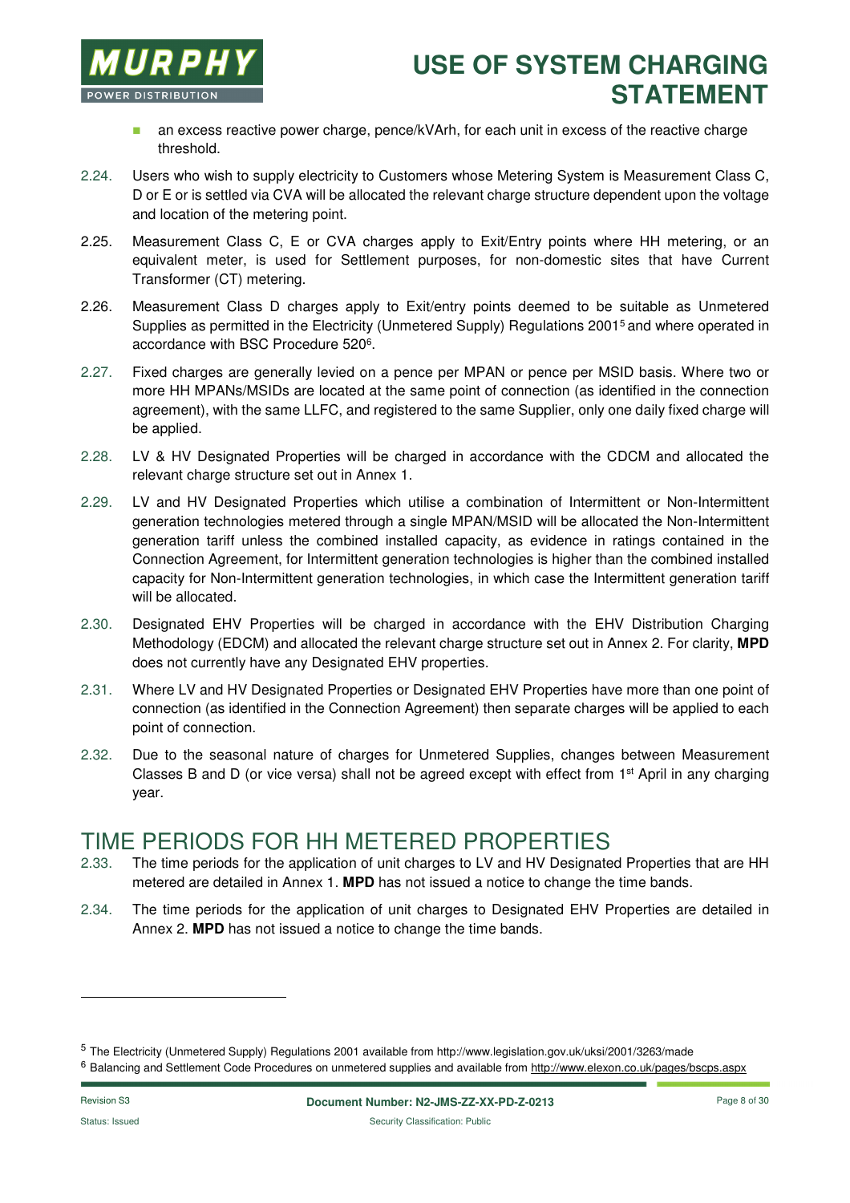- an excess reactive power charge, pence/kVArh, for each unit in excess of the reactive charge threshold.

2.24. Users who wish to supply electricity to Customers whose Metering System is Measurement Class C, D or E or is settled via CVA will be allocated the relevant charge structure dependent upon the voltage and location of the metering point.

2.25. Measurement Class C, E or CVA charges apply to Exit/Entry points where HH metering, or an equivalent meter, is used for Settlement purposes, for non-domestic sites that have Current Transformer (CT) metering.

2.26. Measurement Class D charges apply to Exit/entry points deemed to be suitable as Unmetered Supplies as permitted in the Electricity (Unmetered Supply) Regulations 2001[5] and where operated in accordance with BSC Procedure 520[6].

2.27. Fixed charges are generally levied on a pence per MPAN or pence per MSID basis. Where two or more HH MPANs/MSIDs are located at the same point of connection (as identified in the connection agreement), with the same LLFC, and registered to the same Supplier, only one daily fixed charge will be applied.

2.28. LV & HV Designated Properties will be charged in accordance with the CDCM and allocated the relevant charge structure set out in Annex 1.

2.29. LV and HV Designated Properties which utilise a combination of Intermittent or Non-Intermittent generation technologies metered through a single MPAN/MSID will be allocated the Non-Intermittent generation tariff unless the combined installed capacity, as evidence in ratings contained in the Connection Agreement, for Intermittent generation technologies is higher than the combined installed capacity for Non-Intermittent generation technologies, in which case the Intermittent generation tariff will be allocated.

2.30. Designated EHV Properties will be charged in accordance with the EHV Distribution Charging Methodology (EDCM) and allocated the relevant charge structure set out in Annex 2. For clarity, **MPD** does not currently have any Designated EHV properties.

2.31. Where LV and HV Designated Properties or Designated EHV Properties have more than one point of connection (as identified in the Connection Agreement) then separate charges will be applied to each point of connection.

2.32. Due to the seasonal nature of charges for Unmetered Supplies, changes between Measurement Classes B and D (or vice versa) shall not be agreed except with effect from 1st April in any charging year.

# TIME PERIODS FOR HH METERED PROPERTIES

2.33. The time periods for the application of unit charges to LV and HV Designated Properties that are HH metered are detailed in Annex 1. **MPD** has not issued a notice to change the time bands.

2.34. The time periods for the application of unit charges to Designated EHV Properties are detailed in Annex 2. **MPD** has not issued a notice to change the time bands.

---

[5] The Electricity (Unmetered Supply) Regulations 2001 available from http://www.legislation.gov.uk/uksi/2001/3263/made

[6] Balancing and Settlement Code Procedures on unmetered supplies and available from http://www.elexon.co.uk/pages/bscps.aspx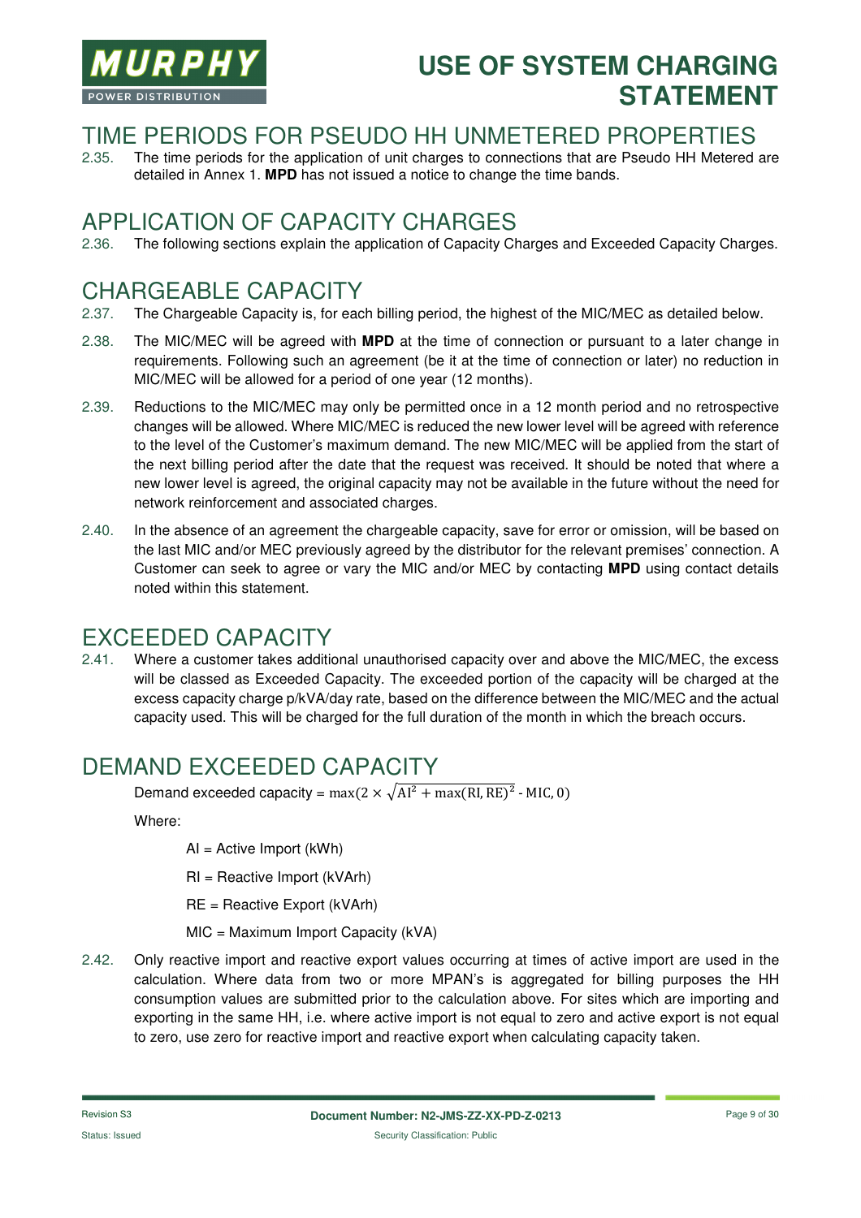# TIME PERIODS FOR PSEUDO HH UNMETERED PROPERTIES

2.35. The time periods for the application of unit charges to connections that are Pseudo HH Metered are detailed in Annex 1. **MPD** has not issued a notice to change the time bands.

# APPLICATION OF CAPACITY CHARGES

2.36. The following sections explain the application of Capacity Charges and Exceeded Capacity Charges.

# CHARGEABLE CAPACITY

2.37. The Chargeable Capacity is, for each billing period, the highest of the MIC/MEC as detailed below.

2.38. The MIC/MEC will be agreed with **MPD** at the time of connection or pursuant to a later change in requirements. Following such an agreement (be it at the time of connection or later) no reduction in MIC/MEC will be allowed for a period of one year (12 months).

2.39. Reductions to the MIC/MEC may only be permitted once in a 12 month period and no retrospective changes will be allowed. Where MIC/MEC is reduced the new lower level will be agreed with reference to the level of the Customer's maximum demand. The new MIC/MEC will be applied from the start of the next billing period after the date that the request was received. It should be noted that where a new lower level is agreed, the original capacity may not be available in the future without the need for network reinforcement and associated charges.

2.40. In the absence of an agreement the chargeable capacity, save for error or omission, will be based on the last MIC and/or MEC previously agreed by the distributor for the relevant premises' connection. A Customer can seek to agree or vary the MIC and/or MEC by contacting **MPD** using contact details noted within this statement.

# EXCEEDED CAPACITY

2.41. Where a customer takes additional unauthorised capacity over and above the MIC/MEC, the excess will be classed as Exceeded Capacity. The exceeded portion of the capacity will be charged at the excess capacity charge p/kVA/day rate, based on the difference between the MIC/MEC and the actual capacity used. This will be charged for the full duration of the month in which the breach occurs.

# DEMAND EXCEEDED CAPACITY

Demand exceeded capacity = $\max(2 \times \sqrt{\mathrm{AI}^2 + \max(\mathrm{RI}, \mathrm{RE})^2} - \mathrm{MIC}, 0)$

Where:

AI = Active Import (kWh)

RI = Reactive Import (kVArh)

RE = Reactive Export (kVArh)

MIC = Maximum Import Capacity (kVA)

2.42. Only reactive import and reactive export values occurring at times of active import are used in the calculation. Where data from two or more MPAN's is aggregated for billing purposes the HH consumption values are submitted prior to the calculation above. For sites which are importing and exporting in the same HH, i.e. where active import is not equal to zero and active export is not equal to zero, use zero for reactive import and reactive export when calculating capacity taken.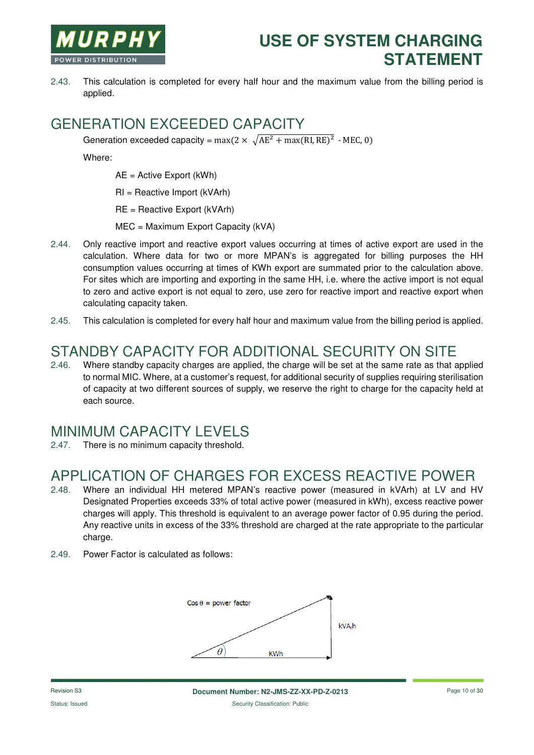2.43. This calculation is completed for every half hour and the maximum value from the billing period is applied.

## GENERATION EXCEEDED CAPACITY

Generation exceeded capacity = $\max(2 \times \sqrt{\text{AE}^2 + \max(\text{RI}, \text{RE})^2} - \text{MEC}, 0)$

Where:

AE = Active Export (kWh)

RI = Reactive Import (kVArh)

RE = Reactive Export (kVArh)

MEC = Maximum Export Capacity (kVA)

2.44. Only reactive import and reactive export values occurring at times of active export are used in the calculation. Where data for two or more MPAN's is aggregated for billing purposes the HH consumption values occurring at times of KWh export are summated prior to the calculation above. For sites which are importing and exporting in the same HH, i.e. where the active import is not equal to zero and active export is not equal to zero, use zero for reactive import and reactive export when calculating capacity taken.

2.45. This calculation is completed for every half hour and maximum value from the billing period is applied.

## STANDBY CAPACITY FOR ADDITIONAL SECURITY ON SITE

2.46. Where standby capacity charges are applied, the charge will be set at the same rate as that applied to normal MIC. Where, at a customer's request, for additional security of supplies requiring sterilisation of capacity at two different sources of supply, we reserve the right to charge for the capacity held at each source.

## MINIMUM CAPACITY LEVELS

2.47. There is no minimum capacity threshold.

## APPLICATION OF CHARGES FOR EXCESS REACTIVE POWER

2.48. Where an individual HH metered MPAN's reactive power (measured in kVArh) at LV and HV Designated Properties exceeds 33% of total active power (measured in kWh), excess reactive power charges will apply. This threshold is equivalent to an average power factor of 0.95 during the period. Any reactive units in excess of the 33% threshold are charged at the rate appropriate to the particular charge.

2.49. Power Factor is calculated as follows:

Cos θ = power factor

kVArh

KWh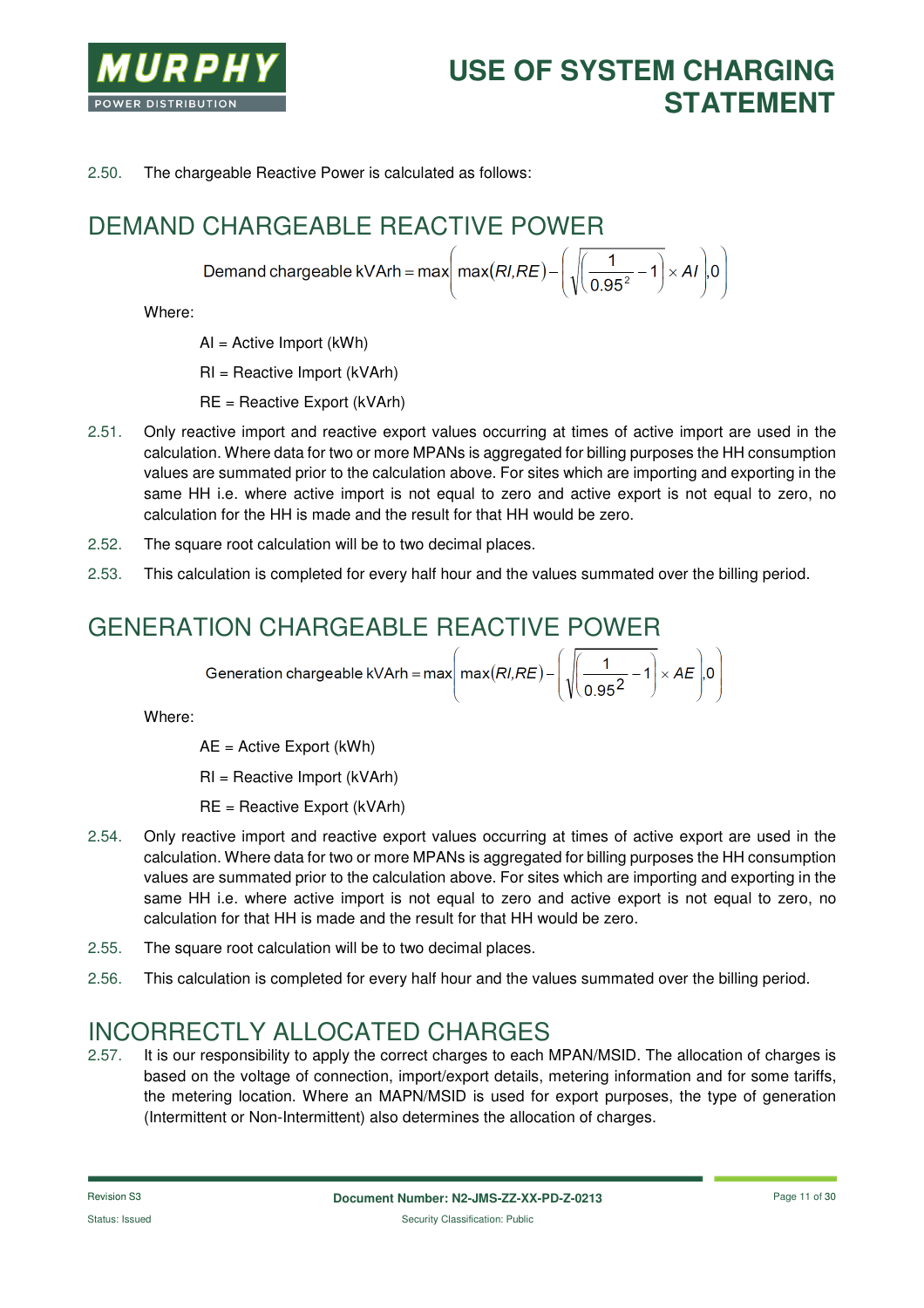2.50. The chargeable Reactive Power is calculated as follows:

## DEMAND CHARGEABLE REACTIVE POWER

$$\text{Demand chargeable kVArh} = \max\left( \max(RI, RE) - \left( \sqrt{\left( \frac{1}{0.95^2} - 1 \right)} \times AI \right), 0 \right)$$

Where:

AI = Active Import (kWh)

RI = Reactive Import (kVArh)

RE = Reactive Export (kVArh)

2.51. Only reactive import and reactive export values occurring at times of active import are used in the calculation. Where data for two or more MPANs is aggregated for billing purposes the HH consumption values are summated prior to the calculation above. For sites which are importing and exporting in the same HH i.e. where active import is not equal to zero and active export is not equal to zero, no calculation for the HH is made and the result for that HH would be zero.

2.52. The square root calculation will be to two decimal places.

2.53. This calculation is completed for every half hour and the values summated over the billing period.

## GENERATION CHARGEABLE REACTIVE POWER

$$\text{Generation chargeable kVArh} = \max\left( \max(RI, RE) - \left( \sqrt{\left( \frac{1}{0.95^2} - 1 \right)} \times AE \right), 0 \right)$$

Where:

AE = Active Export (kWh)

RI = Reactive Import (kVArh)

RE = Reactive Export (kVArh)

2.54. Only reactive import and reactive export values occurring at times of active export are used in the calculation. Where data for two or more MPANs is aggregated for billing purposes the HH consumption values are summated prior to the calculation above. For sites which are importing and exporting in the same HH i.e. where active import is not equal to zero and active export is not equal to zero, no calculation for that HH is made and the result for that HH would be zero.

2.55. The square root calculation will be to two decimal places.

2.56. This calculation is completed for every half hour and the values summated over the billing period.

## INCORRECTLY ALLOCATED CHARGES

2.57. It is our responsibility to apply the correct charges to each MPAN/MSID. The allocation of charges is based on the voltage of connection, import/export details, metering information and for some tariffs, the metering location. Where an MAPN/MSID is used for export purposes, the type of generation (Intermittent or Non-Intermittent) also determines the allocation of charges.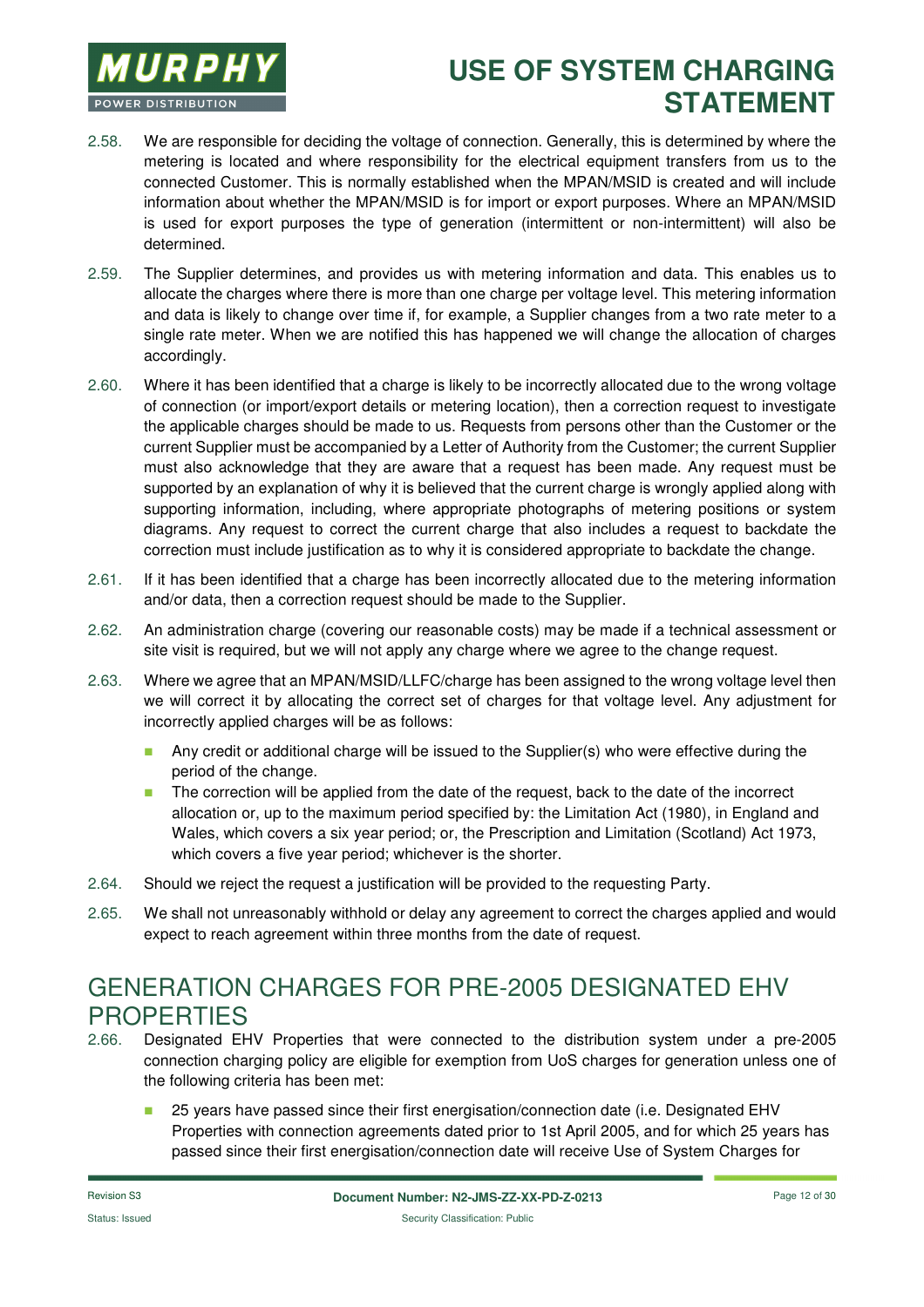2.58. We are responsible for deciding the voltage of connection. Generally, this is determined by where the metering is located and where responsibility for the electrical equipment transfers from us to the connected Customer. This is normally established when the MPAN/MSID is created and will include information about whether the MPAN/MSID is for import or export purposes. Where an MPAN/MSID is used for export purposes the type of generation (intermittent or non-intermittent) will also be determined.

2.59. The Supplier determines, and provides us with metering information and data. This enables us to allocate the charges where there is more than one charge per voltage level. This metering information and data is likely to change over time if, for example, a Supplier changes from a two rate meter to a single rate meter. When we are notified this has happened we will change the allocation of charges accordingly.

2.60. Where it has been identified that a charge is likely to be incorrectly allocated due to the wrong voltage of connection (or import/export details or metering location), then a correction request to investigate the applicable charges should be made to us. Requests from persons other than the Customer or the current Supplier must be accompanied by a Letter of Authority from the Customer; the current Supplier must also acknowledge that they are aware that a request has been made. Any request must be supported by an explanation of why it is believed that the current charge is wrongly applied along with supporting information, including, where appropriate photographs of metering positions or system diagrams. Any request to correct the current charge that also includes a request to backdate the correction must include justification as to why it is considered appropriate to backdate the change.

2.61. If it has been identified that a charge has been incorrectly allocated due to the metering information and/or data, then a correction request should be made to the Supplier.

2.62. An administration charge (covering our reasonable costs) may be made if a technical assessment or site visit is required, but we will not apply any charge where we agree to the change request.

2.63. Where we agree that an MPAN/MSID/LLFC/charge has been assigned to the wrong voltage level then we will correct it by allocating the correct set of charges for that voltage level. Any adjustment for incorrectly applied charges will be as follows:

- Any credit or additional charge will be issued to the Supplier(s) who were effective during the period of the change.
- The correction will be applied from the date of the request, back to the date of the incorrect allocation or, up to the maximum period specified by: the Limitation Act (1980), in England and Wales, which covers a six year period; or, the Prescription and Limitation (Scotland) Act 1973, which covers a five year period; whichever is the shorter.

2.64. Should we reject the request a justification will be provided to the requesting Party.

2.65. We shall not unreasonably withhold or delay any agreement to correct the charges applied and would expect to reach agreement within three months from the date of request.

## GENERATION CHARGES FOR PRE-2005 DESIGNATED EHV PROPERTIES

2.66. Designated EHV Properties that were connected to the distribution system under a pre-2005 connection charging policy are eligible for exemption from UoS charges for generation unless one of the following criteria has been met:

- 25 years have passed since their first energisation/connection date (i.e. Designated EHV Properties with connection agreements dated prior to 1st April 2005, and for which 25 years has passed since their first energisation/connection date will receive Use of System Charges for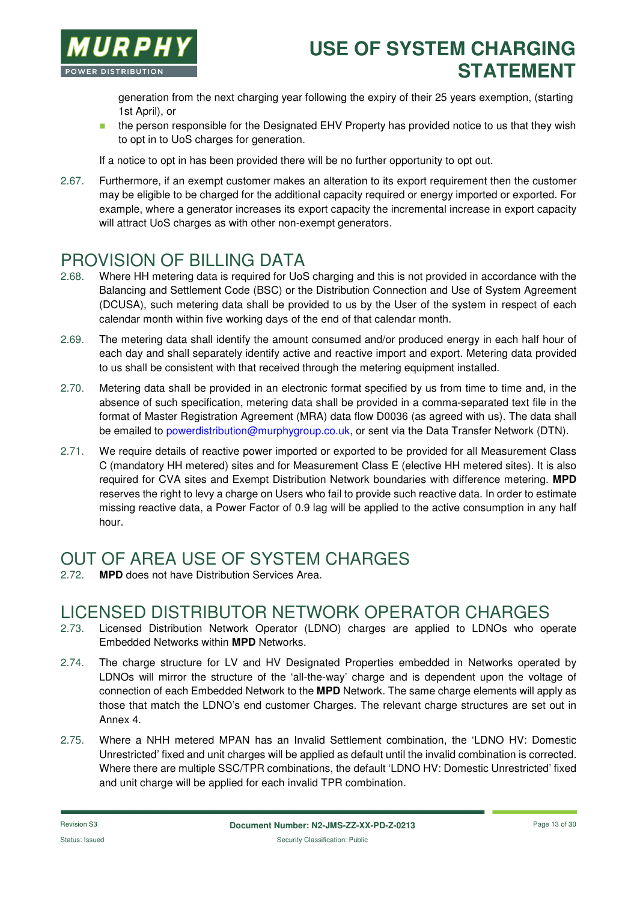generation from the next charging year following the expiry of their 25 years exemption, (starting 1st April), or

- the person responsible for the Designated EHV Property has provided notice to us that they wish to opt in to UoS charges for generation.

If a notice to opt in has been provided there will be no further opportunity to opt out.

2.67. Furthermore, if an exempt customer makes an alteration to its export requirement then the customer may be eligible to be charged for the additional capacity required or energy imported or exported. For example, where a generator increases its export capacity the incremental increase in export capacity will attract UoS charges as with other non-exempt generators.

## PROVISION OF BILLING DATA

2.68. Where HH metering data is required for UoS charging and this is not provided in accordance with the Balancing and Settlement Code (BSC) or the Distribution Connection and Use of System Agreement (DCUSA), such metering data shall be provided to us by the User of the system in respect of each calendar month within five working days of the end of that calendar month.

2.69. The metering data shall identify the amount consumed and/or produced energy in each half hour of each day and shall separately identify active and reactive import and export. Metering data provided to us shall be consistent with that received through the metering equipment installed.

2.70. Metering data shall be provided in an electronic format specified by us from time to time and, in the absence of such specification, metering data shall be provided in a comma-separated text file in the format of Master Registration Agreement (MRA) data flow D0036 (as agreed with us). The data shall be emailed to powerdistribution@murphygroup.co.uk, or sent via the Data Transfer Network (DTN).

2.71. We require details of reactive power imported or exported to be provided for all Measurement Class C (mandatory HH metered) sites and for Measurement Class E (elective HH metered sites). It is also required for CVA sites and Exempt Distribution Network boundaries with difference metering. **MPD** reserves the right to levy a charge on Users who fail to provide such reactive data. In order to estimate missing reactive data, a Power Factor of 0.9 lag will be applied to the active consumption in any half hour.

## OUT OF AREA USE OF SYSTEM CHARGES

2.72. **MPD** does not have Distribution Services Area.

## LICENSED DISTRIBUTOR NETWORK OPERATOR CHARGES

2.73. Licensed Distribution Network Operator (LDNO) charges are applied to LDNOs who operate Embedded Networks within **MPD** Networks.

2.74. The charge structure for LV and HV Designated Properties embedded in Networks operated by LDNOs will mirror the structure of the 'all-the-way' charge and is dependent upon the voltage of connection of each Embedded Network to the **MPD** Network. The same charge elements will apply as those that match the LDNO's end customer Charges. The relevant charge structures are set out in Annex 4.

2.75. Where a NHH metered MPAN has an Invalid Settlement combination, the 'LDNO HV: Domestic Unrestricted' fixed and unit charges will be applied as default until the invalid combination is corrected. Where there are multiple SSC/TPR combinations, the default 'LDNO HV: Domestic Unrestricted' fixed and unit charge will be applied for each invalid TPR combination.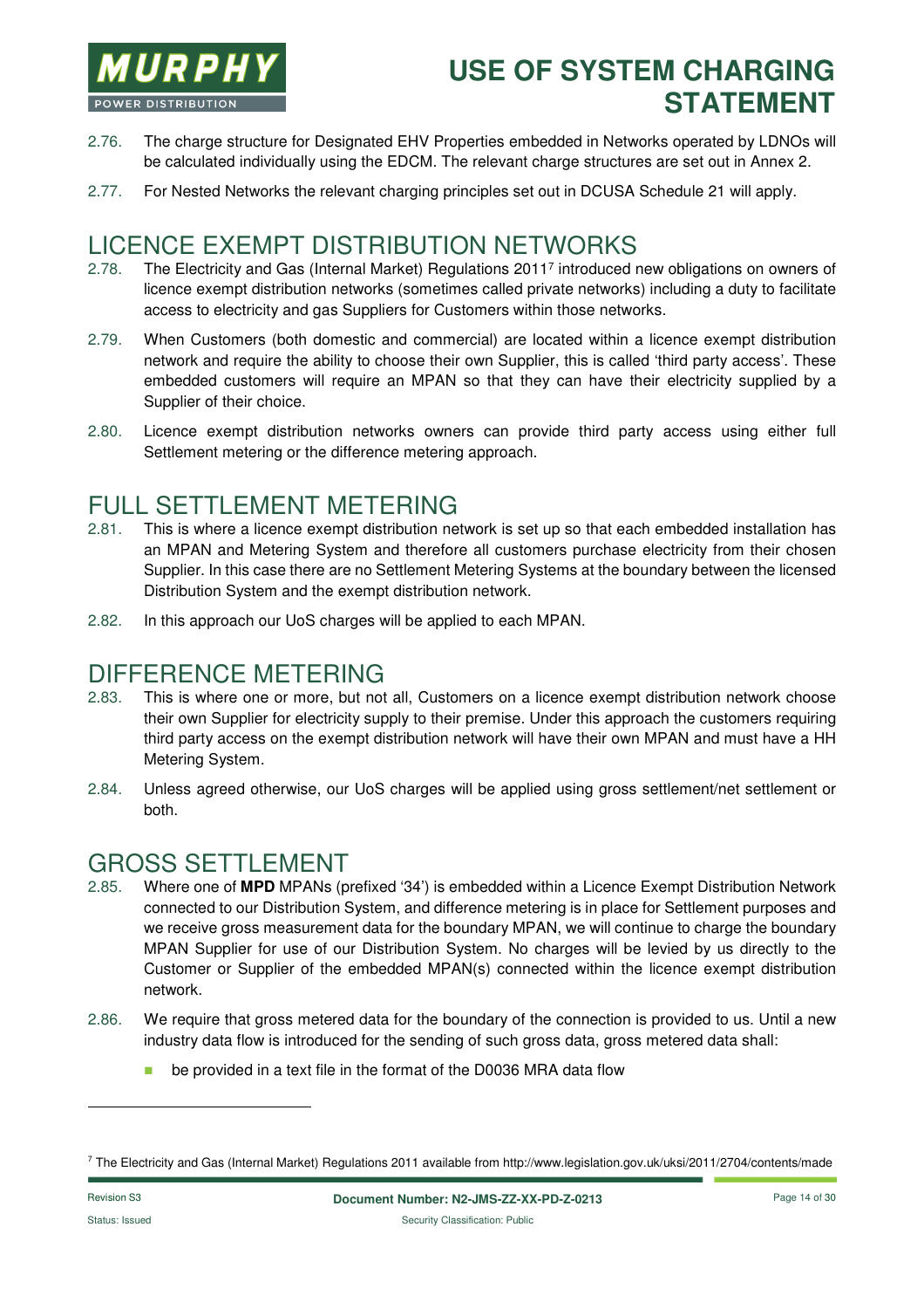2.76. The charge structure for Designated EHV Properties embedded in Networks operated by LDNOs will be calculated individually using the EDCM. The relevant charge structures are set out in Annex 2.

2.77. For Nested Networks the relevant charging principles set out in DCUSA Schedule 21 will apply.

# LICENCE EXEMPT DISTRIBUTION NETWORKS

2.78. The Electricity and Gas (Internal Market) Regulations 2011[7] introduced new obligations on owners of licence exempt distribution networks (sometimes called private networks) including a duty to facilitate access to electricity and gas Suppliers for Customers within those networks.

2.79. When Customers (both domestic and commercial) are located within a licence exempt distribution network and require the ability to choose their own Supplier, this is called 'third party access'. These embedded customers will require an MPAN so that they can have their electricity supplied by a Supplier of their choice.

2.80. Licence exempt distribution networks owners can provide third party access using either full Settlement metering or the difference metering approach.

# FULL SETTLEMENT METERING

2.81. This is where a licence exempt distribution network is set up so that each embedded installation has an MPAN and Metering System and therefore all customers purchase electricity from their chosen Supplier. In this case there are no Settlement Metering Systems at the boundary between the licensed Distribution System and the exempt distribution network.

2.82. In this approach our UoS charges will be applied to each MPAN.

# DIFFERENCE METERING

2.83. This is where one or more, but not all, Customers on a licence exempt distribution network choose their own Supplier for electricity supply to their premise. Under this approach the customers requiring third party access on the exempt distribution network will have their own MPAN and must have a HH Metering System.

2.84. Unless agreed otherwise, our UoS charges will be applied using gross settlement/net settlement or both.

# GROSS SETTLEMENT

2.85. Where one of **MPD** MPANs (prefixed '34') is embedded within a Licence Exempt Distribution Network connected to our Distribution System, and difference metering is in place for Settlement purposes and we receive gross measurement data for the boundary MPAN, we will continue to charge the boundary MPAN Supplier for use of our Distribution System. No charges will be levied by us directly to the Customer or Supplier of the embedded MPAN(s) connected within the licence exempt distribution network.

2.86. We require that gross metered data for the boundary of the connection is provided to us. Until a new industry data flow is introduced for the sending of such gross data, gross metered data shall:

- be provided in a text file in the format of the D0036 MRA data flow

[7] The Electricity and Gas (Internal Market) Regulations 2011 available from http://www.legislation.gov.uk/uksi/2011/2704/contents/made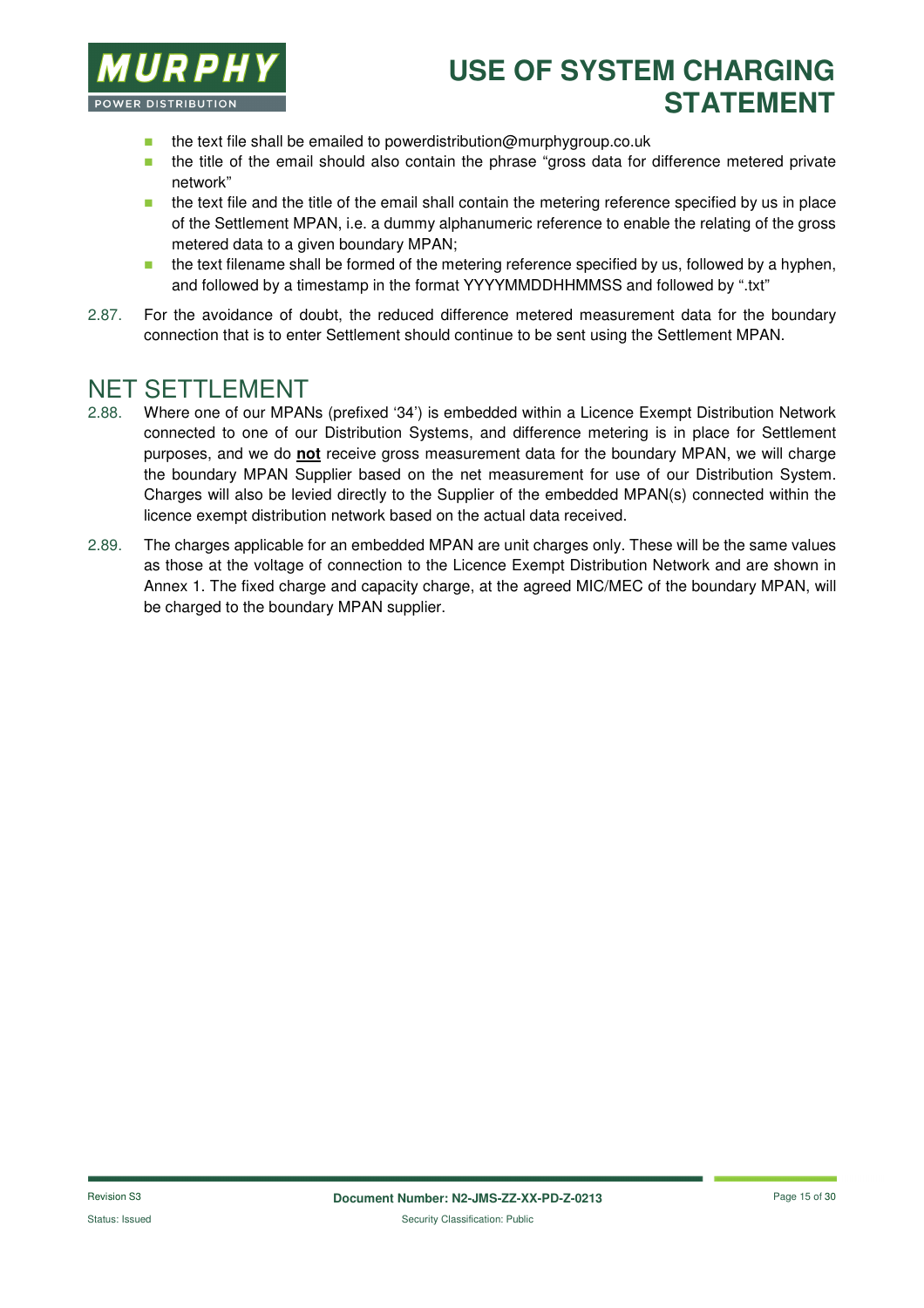- the text file shall be emailed to powerdistribution@murphygroup.co.uk
- the title of the email should also contain the phrase "gross data for difference metered private network"
- the text file and the title of the email shall contain the metering reference specified by us in place of the Settlement MPAN, i.e. a dummy alphanumeric reference to enable the relating of the gross metered data to a given boundary MPAN;
- the text filename shall be formed of the metering reference specified by us, followed by a hyphen, and followed by a timestamp in the format YYYYMMDDHHMMSS and followed by ".txt"

2.87. For the avoidance of doubt, the reduced difference metered measurement data for the boundary connection that is to enter Settlement should continue to be sent using the Settlement MPAN.

## NET SETTLEMENT

2.88. Where one of our MPANs (prefixed '34') is embedded within a Licence Exempt Distribution Network connected to one of our Distribution Systems, and difference metering is in place for Settlement purposes, and we do **not** receive gross measurement data for the boundary MPAN, we will charge the boundary MPAN Supplier based on the net measurement for use of our Distribution System. Charges will also be levied directly to the Supplier of the embedded MPAN(s) connected within the licence exempt distribution network based on the actual data received.

2.89. The charges applicable for an embedded MPAN are unit charges only. These will be the same values as those at the voltage of connection to the Licence Exempt Distribution Network and are shown in Annex 1. The fixed charge and capacity charge, at the agreed MIC/MEC of the boundary MPAN, will be charged to the boundary MPAN supplier.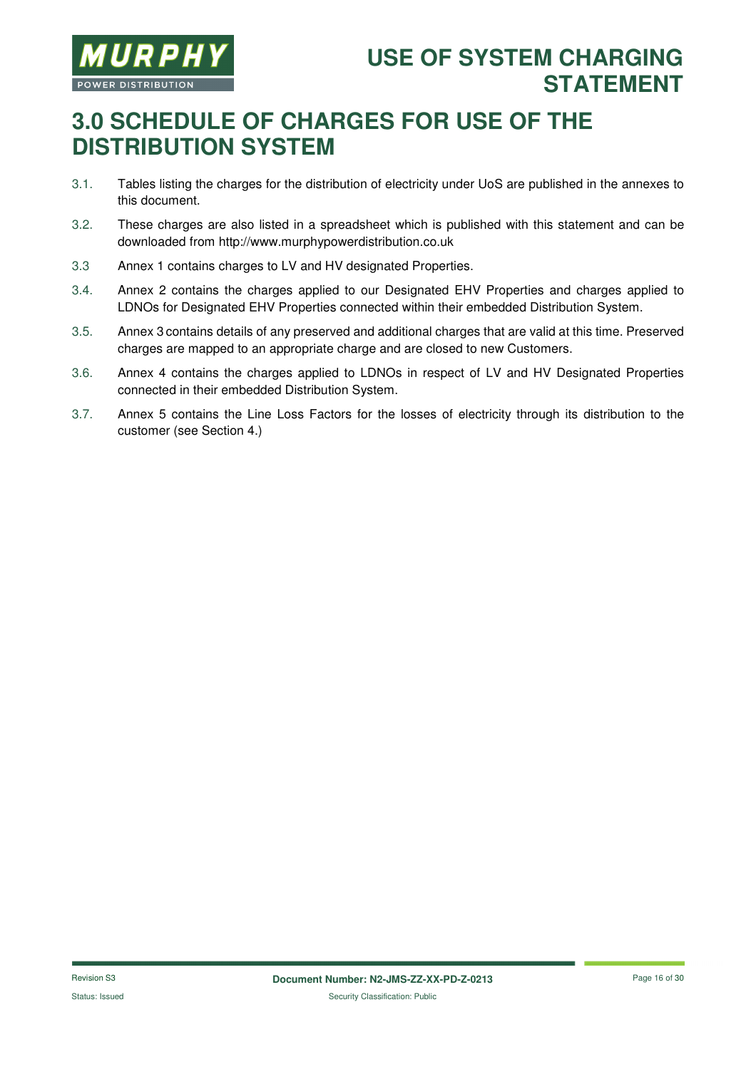# 3.0 SCHEDULE OF CHARGES FOR USE OF THE DISTRIBUTION SYSTEM

3.1. Tables listing the charges for the distribution of electricity under UoS are published in the annexes to this document.

3.2. These charges are also listed in a spreadsheet which is published with this statement and can be downloaded from http://www.murphypowerdistribution.co.uk

3.3 Annex 1 contains charges to LV and HV designated Properties.

3.4. Annex 2 contains the charges applied to our Designated EHV Properties and charges applied to LDNOs for Designated EHV Properties connected within their embedded Distribution System.

3.5. Annex 3 contains details of any preserved and additional charges that are valid at this time. Preserved charges are mapped to an appropriate charge and are closed to new Customers.

3.6. Annex 4 contains the charges applied to LDNOs in respect of LV and HV Designated Properties connected in their embedded Distribution System.

3.7. Annex 5 contains the Line Loss Factors for the losses of electricity through its distribution to the customer (see Section 4.)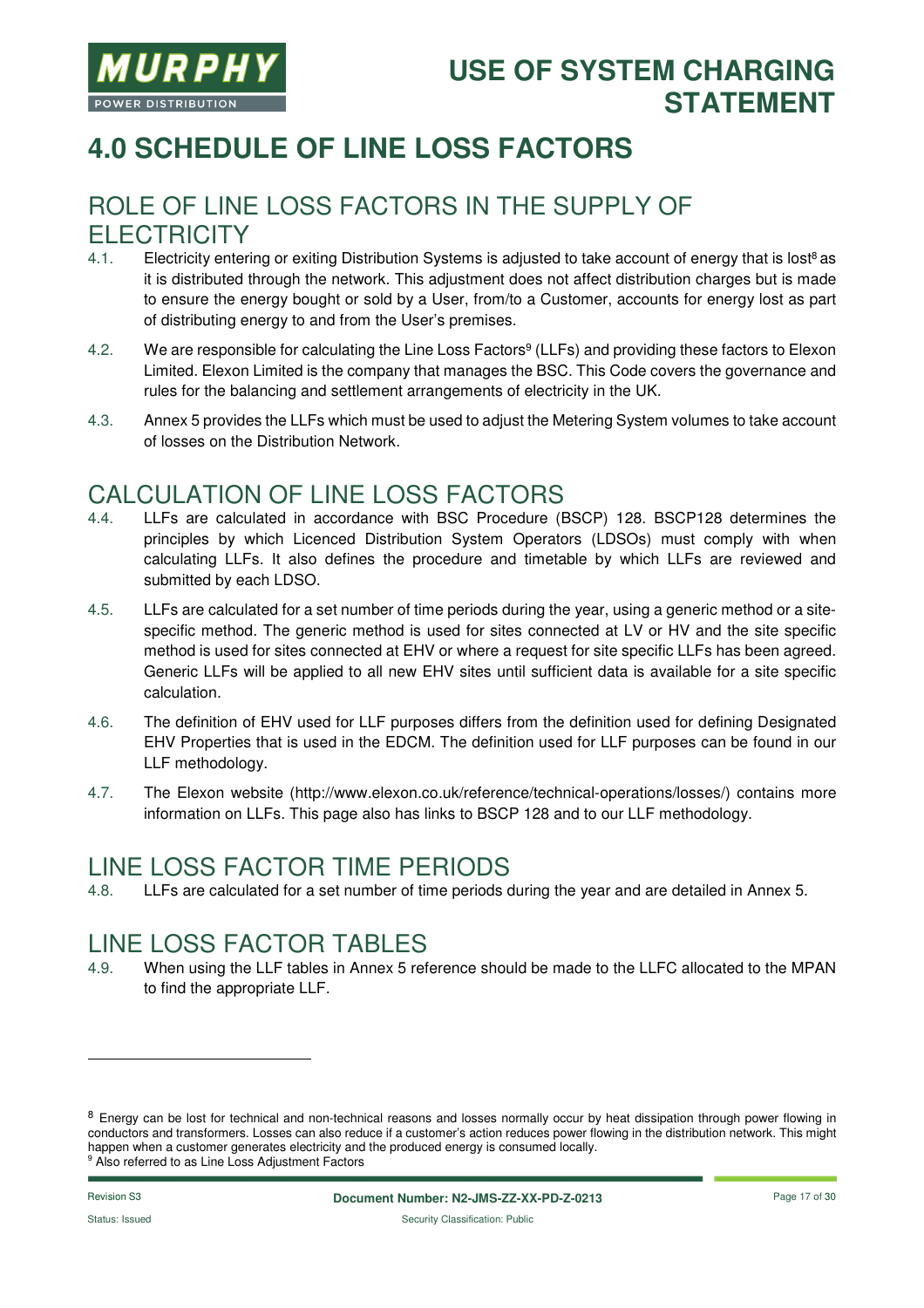# 4.0 SCHEDULE OF LINE LOSS FACTORS

## ROLE OF LINE LOSS FACTORS IN THE SUPPLY OF ELECTRICITY

4.1. Electricity entering or exiting Distribution Systems is adjusted to take account of energy that is lost[8] as it is distributed through the network. This adjustment does not affect distribution charges but is made to ensure the energy bought or sold by a User, from/to a Customer, accounts for energy lost as part of distributing energy to and from the User's premises.

4.2. We are responsible for calculating the Line Loss Factors[9] (LLFs) and providing these factors to Elexon Limited. Elexon Limited is the company that manages the BSC. This Code covers the governance and rules for the balancing and settlement arrangements of electricity in the UK.

4.3. Annex 5 provides the LLFs which must be used to adjust the Metering System volumes to take account of losses on the Distribution Network.

## CALCULATION OF LINE LOSS FACTORS

4.4. LLFs are calculated in accordance with BSC Procedure (BSCP) 128. BSCP128 determines the principles by which Licenced Distribution System Operators (LDSOs) must comply with when calculating LLFs. It also defines the procedure and timetable by which LLFs are reviewed and submitted by each LDSO.

4.5. LLFs are calculated for a set number of time periods during the year, using a generic method or a site-specific method. The generic method is used for sites connected at LV or HV and the site specific method is used for sites connected at EHV or where a request for site specific LLFs has been agreed. Generic LLFs will be applied to all new EHV sites until sufficient data is available for a site specific calculation.

4.6. The definition of EHV used for LLF purposes differs from the definition used for defining Designated EHV Properties that is used in the EDCM. The definition used for LLF purposes can be found in our LLF methodology.

4.7. The Elexon website (http://www.elexon.co.uk/reference/technical-operations/losses/) contains more information on LLFs. This page also has links to BSCP 128 and to our LLF methodology.

## LINE LOSS FACTOR TIME PERIODS

4.8. LLFs are calculated for a set number of time periods during the year and are detailed in Annex 5.

## LINE LOSS FACTOR TABLES

4.9. When using the LLF tables in Annex 5 reference should be made to the LLFC allocated to the MPAN to find the appropriate LLF.

---

[8] Energy can be lost for technical and non-technical reasons and losses normally occur by heat dissipation through power flowing in conductors and transformers. Losses can also reduce if a customer's action reduces power flowing in the distribution network. This might happen when a customer generates electricity and the produced energy is consumed locally.

[9] Also referred to as Line Loss Adjustment Factors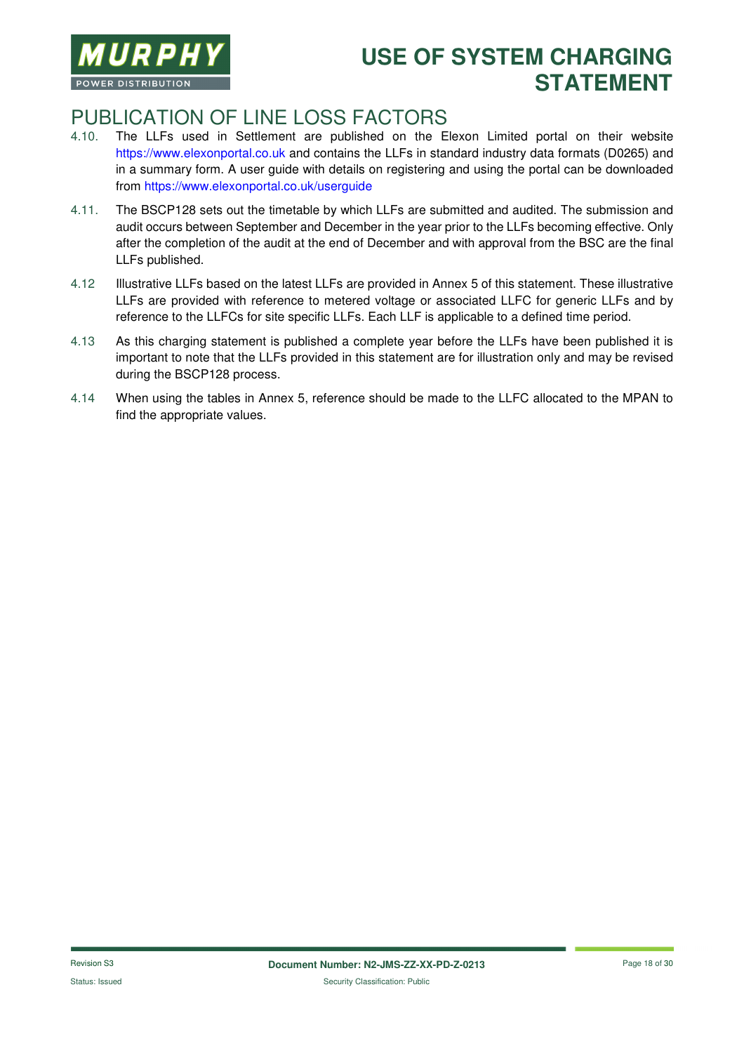## PUBLICATION OF LINE LOSS FACTORS

4.10. The LLFs used in Settlement are published on the Elexon Limited portal on their website https://www.elexonportal.co.uk and contains the LLFs in standard industry data formats (D0265) and in a summary form. A user guide with details on registering and using the portal can be downloaded from https://www.elexonportal.co.uk/userguide

4.11. The BSCP128 sets out the timetable by which LLFs are submitted and audited. The submission and audit occurs between September and December in the year prior to the LLFs becoming effective. Only after the completion of the audit at the end of December and with approval from the BSC are the final LLFs published.

4.12 Illustrative LLFs based on the latest LLFs are provided in Annex 5 of this statement. These illustrative LLFs are provided with reference to metered voltage or associated LLFC for generic LLFs and by reference to the LLFCs for site specific LLFs. Each LLF is applicable to a defined time period.

4.13 As this charging statement is published a complete year before the LLFs have been published it is important to note that the LLFs provided in this statement are for illustration only and may be revised during the BSCP128 process.

4.14 When using the tables in Annex 5, reference should be made to the LLFC allocated to the MPAN to find the appropriate values.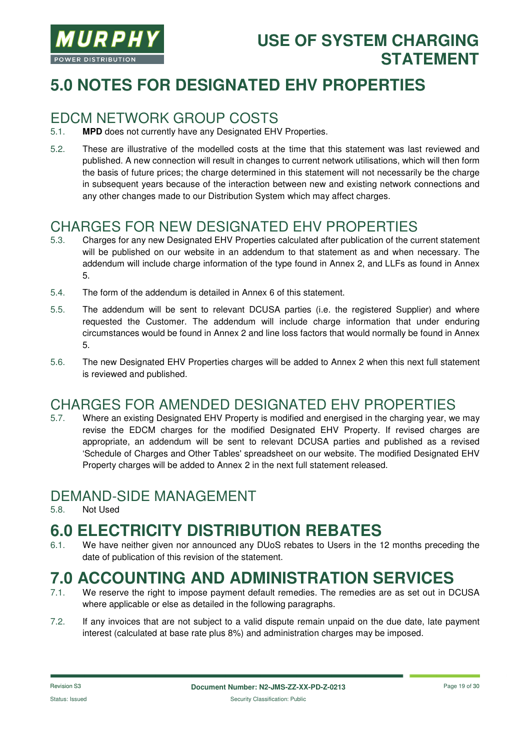# 5.0 NOTES FOR DESIGNATED EHV PROPERTIES

## EDCM NETWORK GROUP COSTS

5.1. **MPD** does not currently have any Designated EHV Properties.

5.2. These are illustrative of the modelled costs at the time that this statement was last reviewed and published. A new connection will result in changes to current network utilisations, which will then form the basis of future prices; the charge determined in this statement will not necessarily be the charge in subsequent years because of the interaction between new and existing network connections and any other changes made to our Distribution System which may affect charges.

## CHARGES FOR NEW DESIGNATED EHV PROPERTIES

5.3. Charges for any new Designated EHV Properties calculated after publication of the current statement will be published on our website in an addendum to that statement as and when necessary. The addendum will include charge information of the type found in Annex 2, and LLFs as found in Annex 5.

5.4. The form of the addendum is detailed in Annex 6 of this statement.

5.5. The addendum will be sent to relevant DCUSA parties (i.e. the registered Supplier) and where requested the Customer. The addendum will include charge information that under enduring circumstances would be found in Annex 2 and line loss factors that would normally be found in Annex 5.

5.6. The new Designated EHV Properties charges will be added to Annex 2 when this next full statement is reviewed and published.

## CHARGES FOR AMENDED DESIGNATED EHV PROPERTIES

5.7. Where an existing Designated EHV Property is modified and energised in the charging year, we may revise the EDCM charges for the modified Designated EHV Property. If revised charges are appropriate, an addendum will be sent to relevant DCUSA parties and published as a revised 'Schedule of Charges and Other Tables' spreadsheet on our website. The modified Designated EHV Property charges will be added to Annex 2 in the next full statement released.

## DEMAND-SIDE MANAGEMENT

5.8. Not Used

# 6.0 ELECTRICITY DISTRIBUTION REBATES

6.1. We have neither given nor announced any DUoS rebates to Users in the 12 months preceding the date of publication of this revision of the statement.

# 7.0 ACCOUNTING AND ADMINISTRATION SERVICES

7.1. We reserve the right to impose payment default remedies. The remedies are as set out in DCUSA where applicable or else as detailed in the following paragraphs.

7.2. If any invoices that are not subject to a valid dispute remain unpaid on the due date, late payment interest (calculated at base rate plus 8%) and administration charges may be imposed.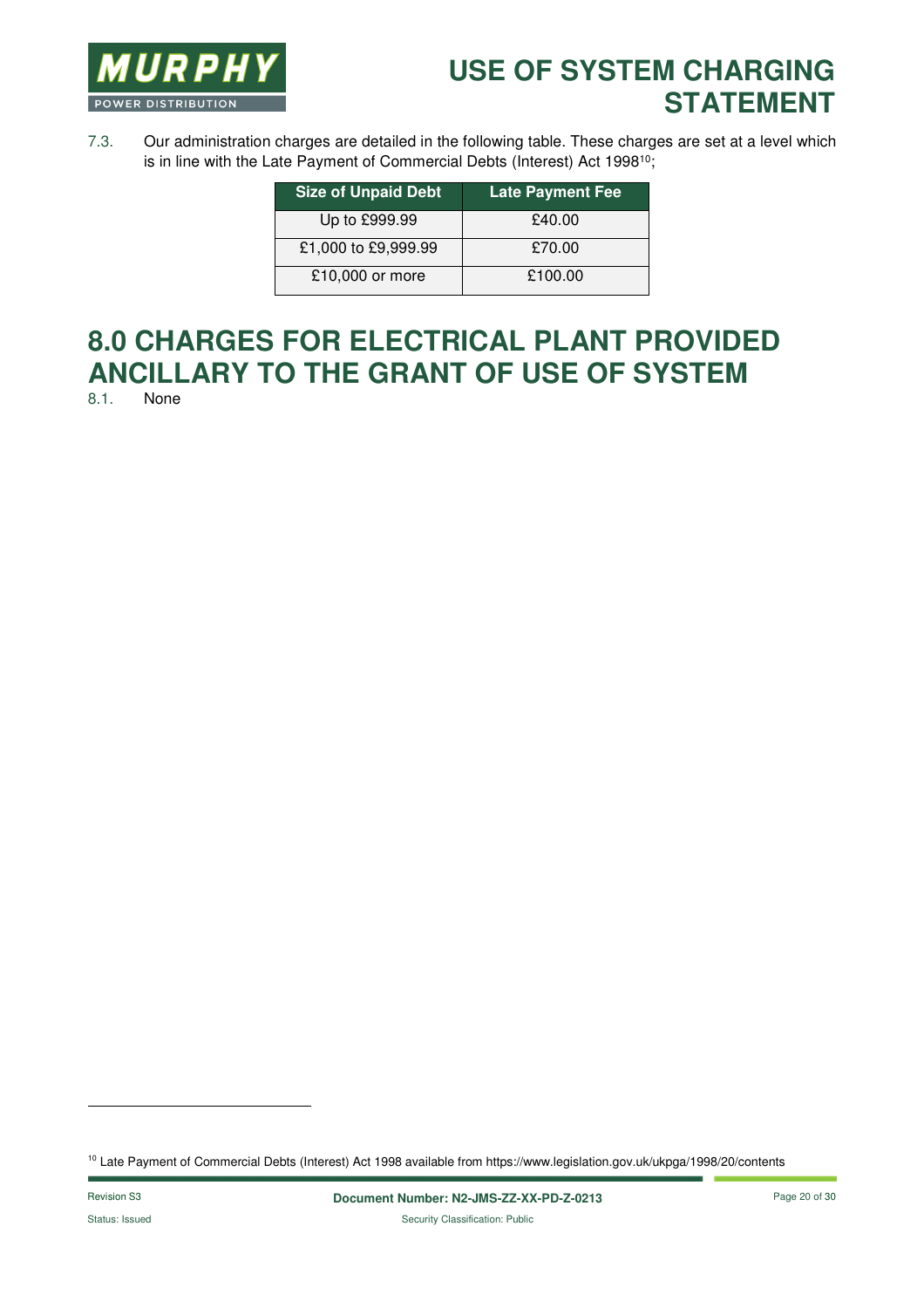7.3. Our administration charges are detailed in the following table. These charges are set at a level which is in line with the Late Payment of Commercial Debts (Interest) Act 1998[10];

| Size of Unpaid Debt | Late Payment Fee |
|---|---|
| Up to £999.99 | £40.00 |
| £1,000 to £9,999.99 | £70.00 |
| £10,000 or more | £100.00 |

# 8.0 CHARGES FOR ELECTRICAL PLANT PROVIDED ANCILLARY TO THE GRANT OF USE OF SYSTEM

8.1. None

[10] Late Payment of Commercial Debts (Interest) Act 1998 available from https://www.legislation.gov.uk/ukpga/1998/20/contents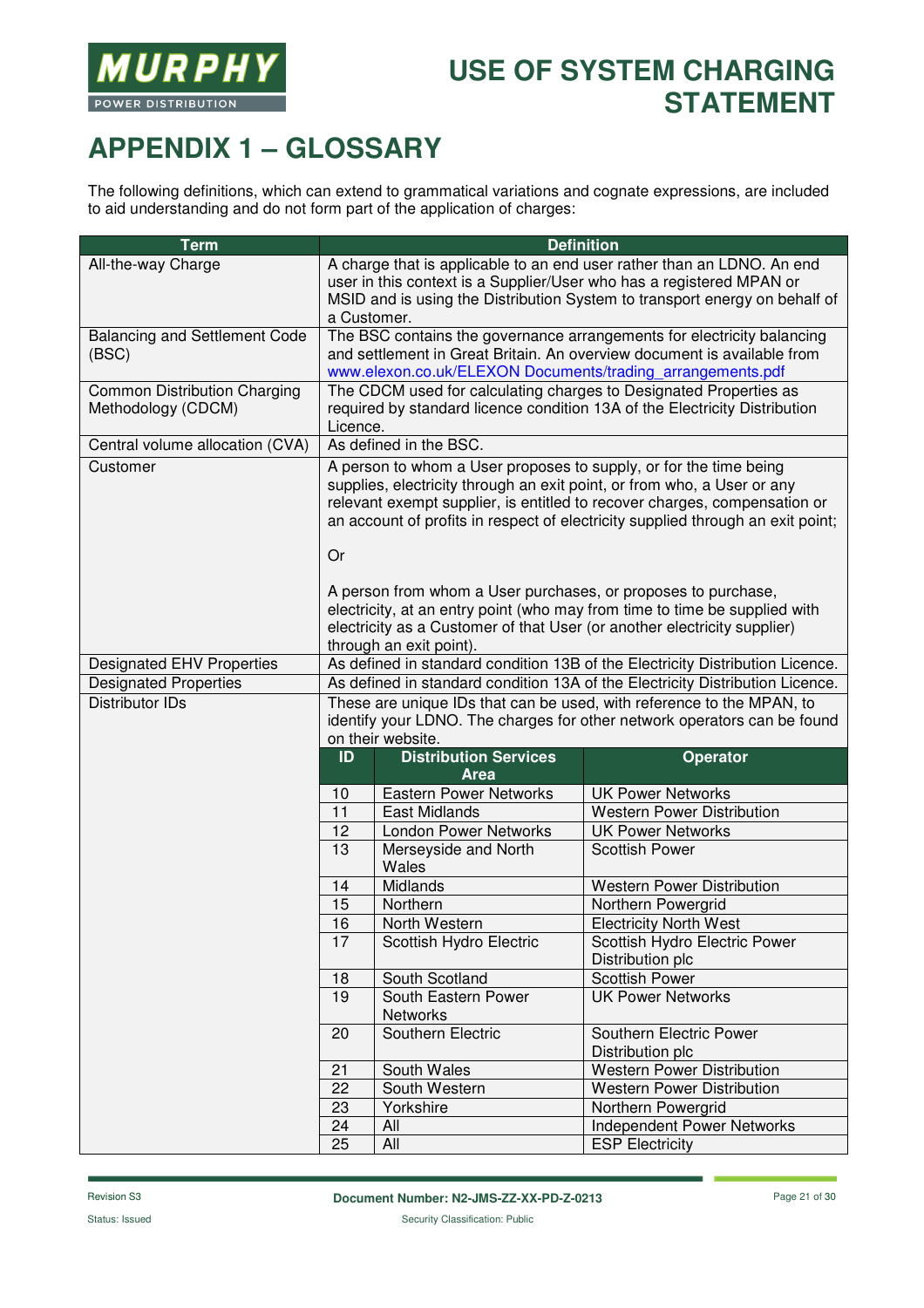# APPENDIX 1 – GLOSSARY

The following definitions, which can extend to grammatical variations and cognate expressions, are included to aid understanding and do not form part of the application of charges:

| Term | Definition |
|---|---|
| All-the-way Charge | A charge that is applicable to an end user rather than an LDNO. An end user in this context is a Supplier/User who has a registered MPAN or MSID and is using the Distribution System to transport energy on behalf of a Customer. |
| Balancing and Settlement Code (BSC) | The BSC contains the governance arrangements for electricity balancing and settlement in Great Britain. An overview document is available from www.elexon.co.uk/ELEXON Documents/trading_arrangements.pdf |
| Common Distribution Charging Methodology (CDCM) | The CDCM used for calculating charges to Designated Properties as required by standard licence condition 13A of the Electricity Distribution Licence. |
| Central volume allocation (CVA) | As defined in the BSC. |
| Customer | A person to whom a User proposes to supply, or for the time being supplies, electricity through an exit point, or from who, a User or any relevant exempt supplier, is entitled to recover charges, compensation or an account of profits in respect of electricity supplied through an exit point;<br><br>Or<br><br>A person from whom a User purchases, or proposes to purchase, electricity, at an entry point (who may from time to time be supplied with electricity as a Customer of that User (or another electricity supplier) through an exit point). |
| Designated EHV Properties | As defined in standard condition 13B of the Electricity Distribution Licence. |
| Designated Properties | As defined in standard condition 13A of the Electricity Distribution Licence. |
| Distributor IDs | These are unique IDs that can be used, with reference to the MPAN, to identify your LDNO. The charges for other network operators can be found on their website. |

| ID | Distribution Services Area | Operator |
|---|---|---|
| 10 | Eastern Power Networks | UK Power Networks |
| 11 | East Midlands | Western Power Distribution |
| 12 | London Power Networks | UK Power Networks |
| 13 | Merseyside and North Wales | Scottish Power |
| 14 | Midlands | Western Power Distribution |
| 15 | Northern | Northern Powergrid |
| 16 | North Western | Electricity North West |
| 17 | Scottish Hydro Electric | Scottish Hydro Electric Power Distribution plc |
| 18 | South Scotland | Scottish Power |
| 19 | South Eastern Power Networks | UK Power Networks |
| 20 | Southern Electric | Southern Electric Power Distribution plc |
| 21 | South Wales | Western Power Distribution |
| 22 | South Western | Western Power Distribution |
| 23 | Yorkshire | Northern Powergrid |
| 24 | All | Independent Power Networks |
| 25 | All | ESP Electricity |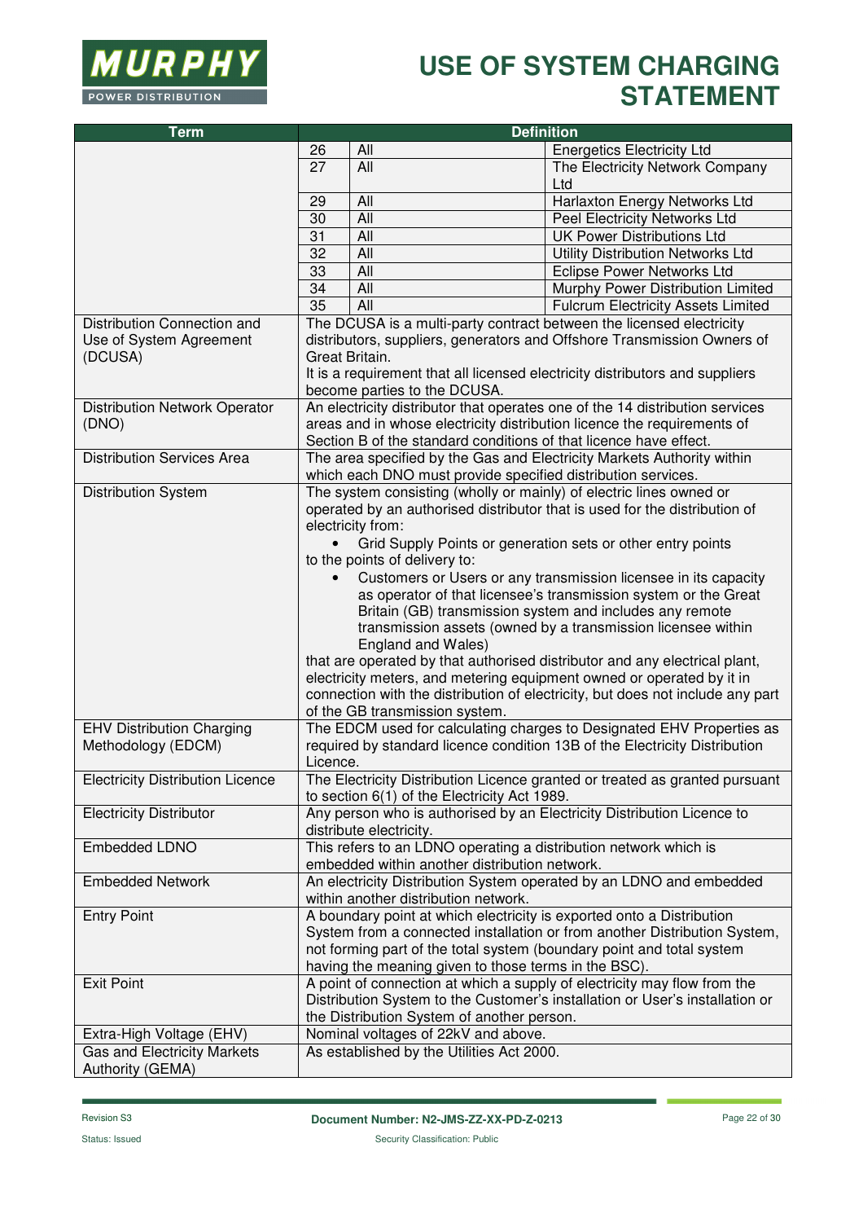| Term | Definition |
|---|---|
| | 26 \| All \| Energetics Electricity Ltd |
| | 27 \| All \| The Electricity Network Company Ltd |
| | 29 \| All \| Harlaxton Energy Networks Ltd |
| | 30 \| All \| Peel Electricity Networks Ltd |
| | 31 \| All \| UK Power Distributions Ltd |
| | 32 \| All \| Utility Distribution Networks Ltd |
| | 33 \| All \| Eclipse Power Networks Ltd |
| | 34 \| All \| Murphy Power Distribution Limited |
| | 35 \| All \| Fulcrum Electricity Assets Limited |
| Distribution Connection and Use of System Agreement (DCUSA) | The DCUSA is a multi-party contract between the licensed electricity distributors, suppliers, generators and Offshore Transmission Owners of Great Britain.<br>It is a requirement that all licensed electricity distributors and suppliers become parties to the DCUSA. |
| Distribution Network Operator (DNO) | An electricity distributor that operates one of the 14 distribution services areas and in whose electricity distribution licence the requirements of Section B of the standard conditions of that licence have effect. |
| Distribution Services Area | The area specified by the Gas and Electricity Markets Authority within which each DNO must provide specified distribution services. |
| Distribution System | The system consisting (wholly or mainly) of electric lines owned or operated by an authorised distributor that is used for the distribution of electricity from:<br>• Grid Supply Points or generation sets or other entry points<br>to the points of delivery to:<br>• Customers or Users or any transmission licensee in its capacity as operator of that licensee's transmission system or the Great Britain (GB) transmission system and includes any remote transmission assets (owned by a transmission licensee within England and Wales)<br>that are operated by that authorised distributor and any electrical plant, electricity meters, and metering equipment owned or operated by it in connection with the distribution of electricity, but does not include any part of the GB transmission system. |
| EHV Distribution Charging Methodology (EDCM) | The EDCM used for calculating charges to Designated EHV Properties as required by standard licence condition 13B of the Electricity Distribution Licence. |
| Electricity Distribution Licence | The Electricity Distribution Licence granted or treated as granted pursuant to section 6(1) of the Electricity Act 1989. |
| Electricity Distributor | Any person who is authorised by an Electricity Distribution Licence to distribute electricity. |
| Embedded LDNO | This refers to an LDNO operating a distribution network which is embedded within another distribution network. |
| Embedded Network | An electricity Distribution System operated by an LDNO and embedded within another distribution network. |
| Entry Point | A boundary point at which electricity is exported onto a Distribution System from a connected installation or from another Distribution System, not forming part of the total system (boundary point and total system having the meaning given to those terms in the BSC). |
| Exit Point | A point of connection at which a supply of electricity may flow from the Distribution System to the Customer's installation or User's installation or the Distribution System of another person. |
| Extra-High Voltage (EHV) | Nominal voltages of 22kV and above. |
| Gas and Electricity Markets Authority (GEMA) | As established by the Utilities Act 2000. |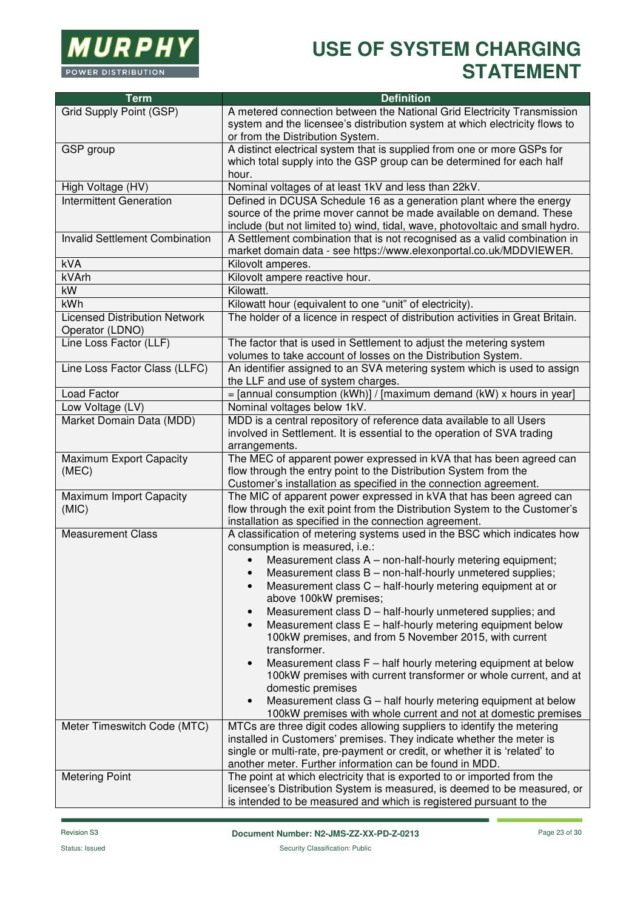| Term | Definition |
|---|---|
| Grid Supply Point (GSP) | A metered connection between the National Grid Electricity Transmission system and the licensee's distribution system at which electricity flows to or from the Distribution System. |
| GSP group | A distinct electrical system that is supplied from one or more GSPs for which total supply into the GSP group can be determined for each half hour. |
| High Voltage (HV) | Nominal voltages of at least 1kV and less than 22kV. |
| Intermittent Generation | Defined in DCUSA Schedule 16 as a generation plant where the energy source of the prime mover cannot be made available on demand. These include (but not limited to) wind, tidal, wave, photovoltaic and small hydro. |
| Invalid Settlement Combination | A Settlement combination that is not recognised as a valid combination in market domain data - see https://www.elexonportal.co.uk/MDDVIEWER. |
| kVA | Kilovolt amperes. |
| kVArh | Kilovolt ampere reactive hour. |
| kW | Kilowatt. |
| kWh | Kilowatt hour (equivalent to one "unit" of electricity). |
| Licensed Distribution Network Operator (LDNO) | The holder of a licence in respect of distribution activities in Great Britain. |
| Line Loss Factor (LLF) | The factor that is used in Settlement to adjust the metering system volumes to take account of losses on the Distribution System. |
| Line Loss Factor Class (LLFC) | An identifier assigned to an SVA metering system which is used to assign the LLF and use of system charges. |
| Load Factor | = [annual consumption (kWh)] / [maximum demand (kW) x hours in year] |
| Low Voltage (LV) | Nominal voltages below 1kV. |
| Market Domain Data (MDD) | MDD is a central repository of reference data available to all Users involved in Settlement. It is essential to the operation of SVA trading arrangements. |
| Maximum Export Capacity (MEC) | The MEC of apparent power expressed in kVA that has been agreed can flow through the entry point to the Distribution System from the Customer's installation as specified in the connection agreement. |
| Maximum Import Capacity (MIC) | The MIC of apparent power expressed in kVA that has been agreed can flow through the exit point from the Distribution System to the Customer's installation as specified in the connection agreement. |
| Measurement Class | A classification of metering systems used in the BSC which indicates how consumption is measured, i.e.: <br>• Measurement class A – non-half-hourly metering equipment; <br>• Measurement class B – non-half-hourly unmetered supplies; <br>• Measurement class C – half-hourly metering equipment at or above 100kW premises; <br>• Measurement class D – half-hourly unmetered supplies; and <br>• Measurement class E – half-hourly metering equipment below 100kW premises, and from 5 November 2015, with current transformer. <br>• Measurement class F – half hourly metering equipment at below 100kW premises with current transformer or whole current, and at domestic premises <br>• Measurement class G – half hourly metering equipment at below 100kW premises with whole current and not at domestic premises |
| Meter Timeswitch Code (MTC) | MTCs are three digit codes allowing suppliers to identify the metering installed in Customers' premises. They indicate whether the meter is single or multi-rate, pre-payment or credit, or whether it is 'related' to another meter. Further information can be found in MDD. |
| Metering Point | The point at which electricity that is exported to or imported from the licensee's Distribution System is measured, is deemed to be measured, or is intended to be measured and which is registered pursuant to the |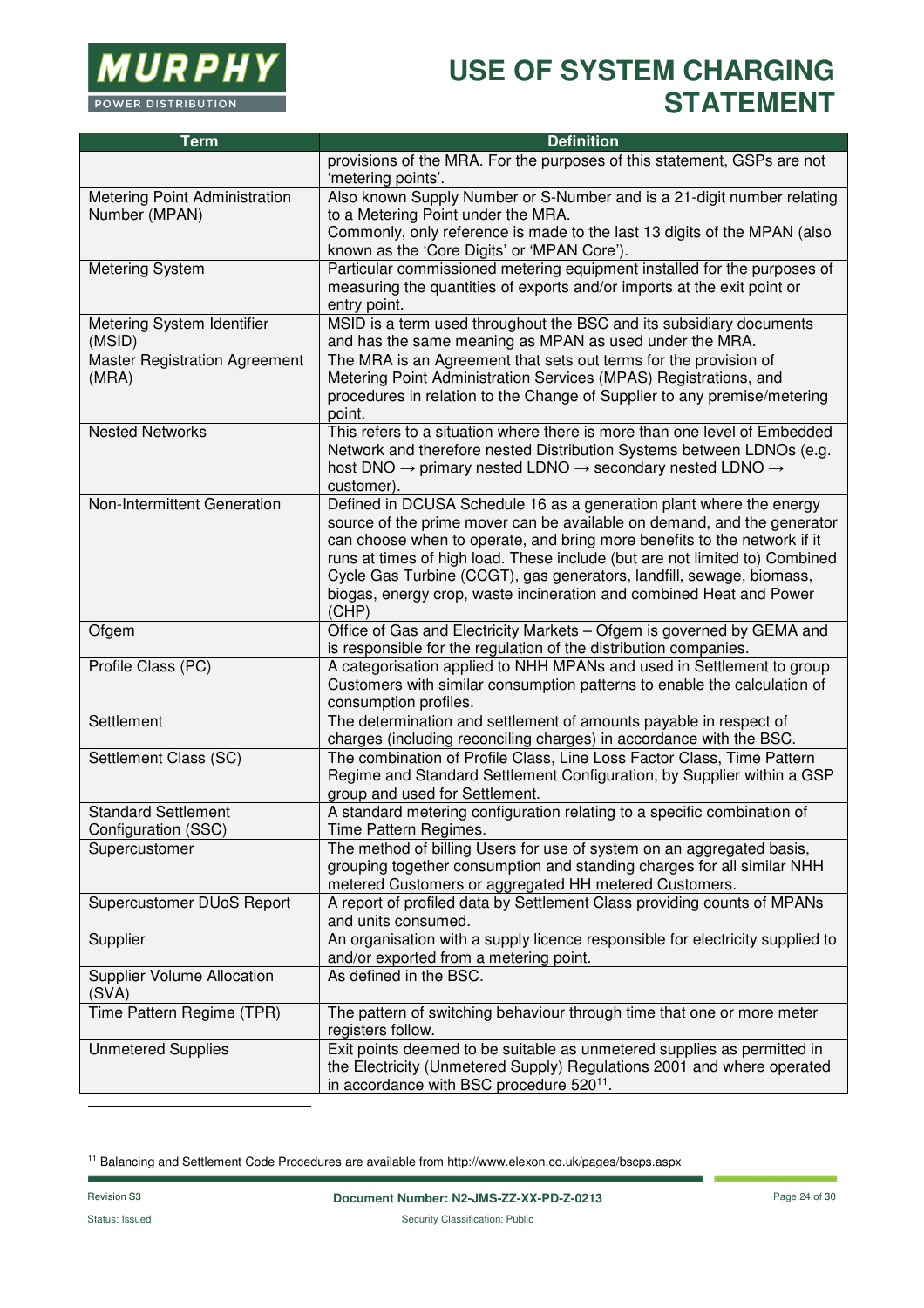| Term | Definition |
| --- | --- |
| | provisions of the MRA. For the purposes of this statement, GSPs are not 'metering points'. |
| Metering Point Administration Number (MPAN) | Also known Supply Number or S-Number and is a 21-digit number relating to a Metering Point under the MRA.<br>Commonly, only reference is made to the last 13 digits of the MPAN (also known as the 'Core Digits' or 'MPAN Core'). |
| Metering System | Particular commissioned metering equipment installed for the purposes of measuring the quantities of exports and/or imports at the exit point or entry point. |
| Metering System Identifier (MSID) | MSID is a term used throughout the BSC and its subsidiary documents and has the same meaning as MPAN as used under the MRA. |
| Master Registration Agreement (MRA) | The MRA is an Agreement that sets out terms for the provision of Metering Point Administration Services (MPAS) Registrations, and procedures in relation to the Change of Supplier to any premise/metering point. |
| Nested Networks | This refers to a situation where there is more than one level of Embedded Network and therefore nested Distribution Systems between LDNOs (e.g. host DNO → primary nested LDNO → secondary nested LDNO → customer). |
| Non-Intermittent Generation | Defined in DCUSA Schedule 16 as a generation plant where the energy source of the prime mover can be available on demand, and the generator can choose when to operate, and bring more benefits to the network if it runs at times of high load. These include (but are not limited to) Combined Cycle Gas Turbine (CCGT), gas generators, landfill, sewage, biomass, biogas, energy crop, waste incineration and combined Heat and Power (CHP) |
| Ofgem | Office of Gas and Electricity Markets – Ofgem is governed by GEMA and is responsible for the regulation of the distribution companies. |
| Profile Class (PC) | A categorisation applied to NHH MPANs and used in Settlement to group Customers with similar consumption patterns to enable the calculation of consumption profiles. |
| Settlement | The determination and settlement of amounts payable in respect of charges (including reconciling charges) in accordance with the BSC. |
| Settlement Class (SC) | The combination of Profile Class, Line Loss Factor Class, Time Pattern Regime and Standard Settlement Configuration, by Supplier within a GSP group and used for Settlement. |
| Standard Settlement Configuration (SSC) | A standard metering configuration relating to a specific combination of Time Pattern Regimes. |
| Supercustomer | The method of billing Users for use of system on an aggregated basis, grouping together consumption and standing charges for all similar NHH metered Customers or aggregated HH metered Customers. |
| Supercustomer DUoS Report | A report of profiled data by Settlement Class providing counts of MPANs and units consumed. |
| Supplier | An organisation with a supply licence responsible for electricity supplied to and/or exported from a metering point. |
| Supplier Volume Allocation (SVA) | As defined in the BSC. |
| Time Pattern Regime (TPR) | The pattern of switching behaviour through time that one or more meter registers follow. |
| Unmetered Supplies | Exit points deemed to be suitable as unmetered supplies as permitted in the Electricity (Unmetered Supply) Regulations 2001 and where operated in accordance with BSC procedure 520[11]. |

[11] Balancing and Settlement Code Procedures are available from http://www.elexon.co.uk/pages/bscps.aspx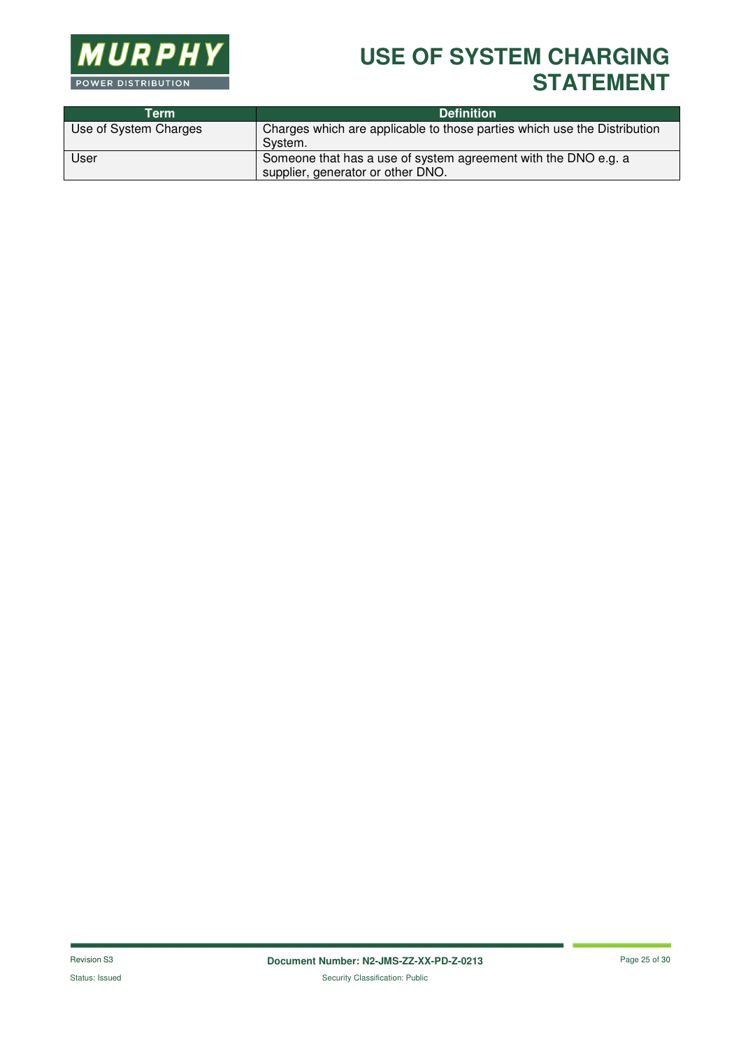| Term | Definition |
| --- | --- |
| Use of System Charges | Charges which are applicable to those parties which use the Distribution System. |
| User | Someone that has a use of system agreement with the DNO e.g. a supplier, generator or other DNO. |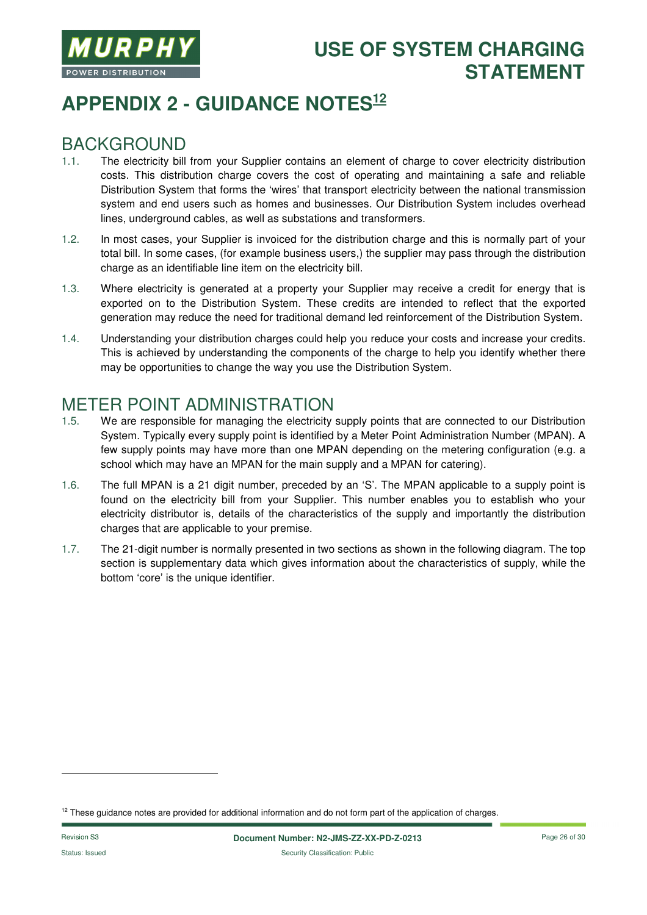# APPENDIX 2 - GUIDANCE NOTES[12]

## BACKGROUND

1.1. The electricity bill from your Supplier contains an element of charge to cover electricity distribution costs. This distribution charge covers the cost of operating and maintaining a safe and reliable Distribution System that forms the 'wires' that transport electricity between the national transmission system and end users such as homes and businesses. Our Distribution System includes overhead lines, underground cables, as well as substations and transformers.

1.2. In most cases, your Supplier is invoiced for the distribution charge and this is normally part of your total bill. In some cases, (for example business users,) the supplier may pass through the distribution charge as an identifiable line item on the electricity bill.

1.3. Where electricity is generated at a property your Supplier may receive a credit for energy that is exported on to the Distribution System. These credits are intended to reflect that the exported generation may reduce the need for traditional demand led reinforcement of the Distribution System.

1.4. Understanding your distribution charges could help you reduce your costs and increase your credits. This is achieved by understanding the components of the charge to help you identify whether there may be opportunities to change the way you use the Distribution System.

## METER POINT ADMINISTRATION

1.5. We are responsible for managing the electricity supply points that are connected to our Distribution System. Typically every supply point is identified by a Meter Point Administration Number (MPAN). A few supply points may have more than one MPAN depending on the metering configuration (e.g. a school which may have an MPAN for the main supply and a MPAN for catering).

1.6. The full MPAN is a 21 digit number, preceded by an 'S'. The MPAN applicable to a supply point is found on the electricity bill from your Supplier. This number enables you to establish who your electricity distributor is, details of the characteristics of the supply and importantly the distribution charges that are applicable to your premise.

1.7. The 21-digit number is normally presented in two sections as shown in the following diagram. The top section is supplementary data which gives information about the characteristics of supply, while the bottom 'core' is the unique identifier.

[12] These guidance notes are provided for additional information and do not form part of the application of charges.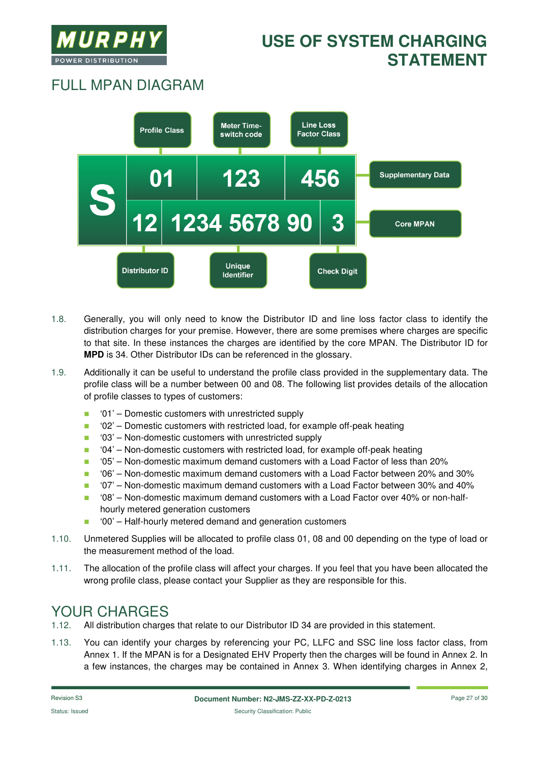## FULL MPAN DIAGRAM

1.8. Generally, you will only need to know the Distributor ID and line loss factor class to identify the distribution charges for your premise. However, there are some premises where charges are specific to that site. In these instances the charges are identified by the core MPAN. The Distributor ID for **MPD** is 34. Other Distributor IDs can be referenced in the glossary.

1.9. Additionally it can be useful to understand the profile class provided in the supplementary data. The profile class will be a number between 00 and 08. The following list provides details of the allocation of profile classes to types of customers:

- '01' – Domestic customers with unrestricted supply
- '02' – Domestic customers with restricted load, for example off-peak heating
- '03' – Non-domestic customers with unrestricted supply
- '04' – Non-domestic customers with restricted load, for example off-peak heating
- '05' – Non-domestic maximum demand customers with a Load Factor of less than 20%
- '06' – Non-domestic maximum demand customers with a Load Factor between 20% and 30%
- '07' – Non-domestic maximum demand customers with a Load Factor between 30% and 40%
- '08' – Non-domestic maximum demand customers with a Load Factor over 40% or non-half-hourly metered generation customers
- '00' – Half-hourly metered demand and generation customers

1.10. Unmetered Supplies will be allocated to profile class 01, 08 and 00 depending on the type of load or the measurement method of the load.

1.11. The allocation of the profile class will affect your charges. If you feel that you have been allocated the wrong profile class, please contact your Supplier as they are responsible for this.

## YOUR CHARGES

1.12. All distribution charges that relate to our Distributor ID 34 are provided in this statement.

1.13. You can identify your charges by referencing your PC, LLFC and SSC line loss factor class, from Annex 1. If the MPAN is for a Designated EHV Property then the charges will be found in Annex 2. In a few instances, the charges may be contained in Annex 3. When identifying charges in Annex 2,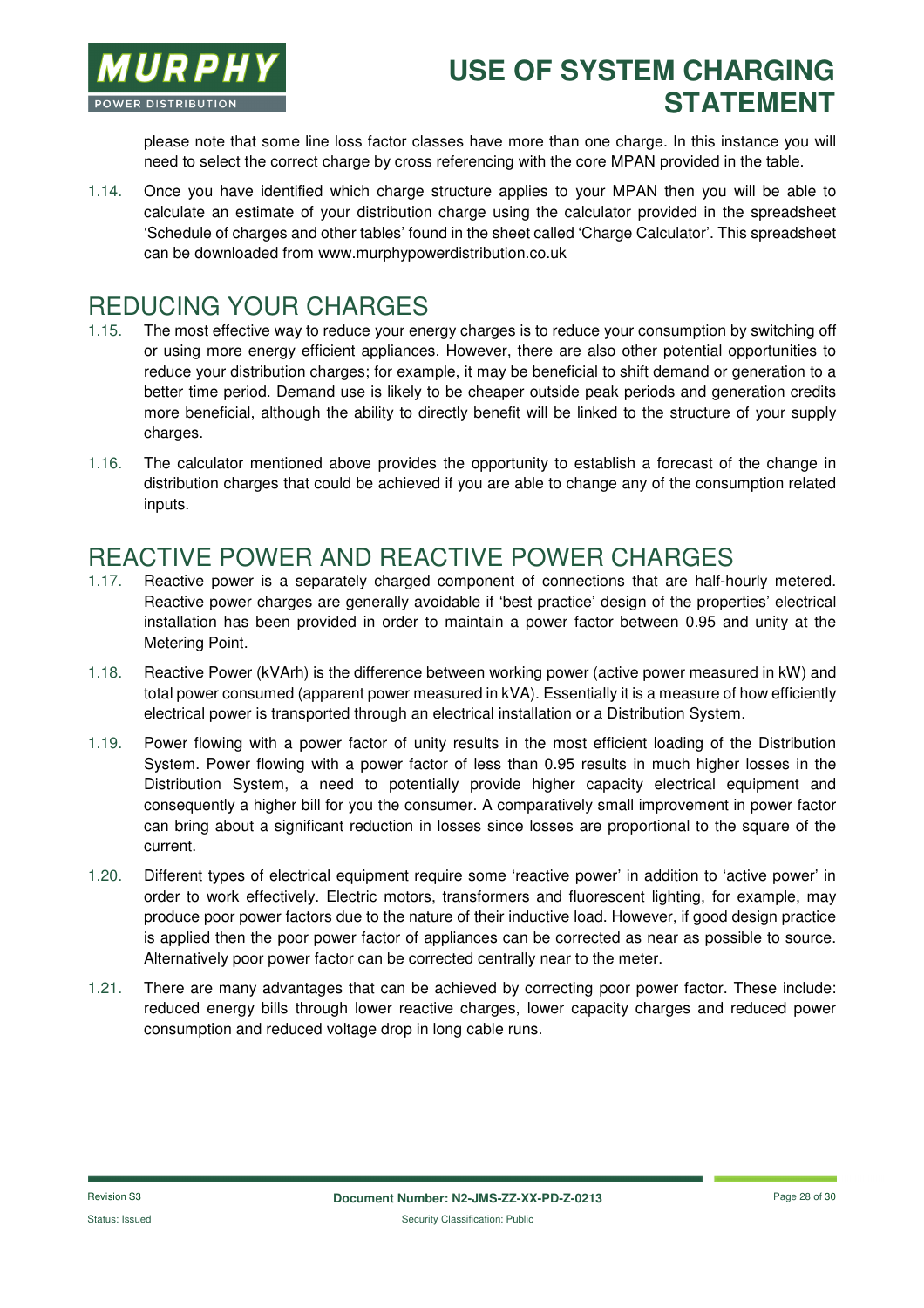please note that some line loss factor classes have more than one charge. In this instance you will need to select the correct charge by cross referencing with the core MPAN provided in the table.

1.14. Once you have identified which charge structure applies to your MPAN then you will be able to calculate an estimate of your distribution charge using the calculator provided in the spreadsheet 'Schedule of charges and other tables' found in the sheet called 'Charge Calculator'. This spreadsheet can be downloaded from www.murphypowerdistribution.co.uk

# REDUCING YOUR CHARGES

1.15. The most effective way to reduce your energy charges is to reduce your consumption by switching off or using more energy efficient appliances. However, there are also other potential opportunities to reduce your distribution charges; for example, it may be beneficial to shift demand or generation to a better time period. Demand use is likely to be cheaper outside peak periods and generation credits more beneficial, although the ability to directly benefit will be linked to the structure of your supply charges.

1.16. The calculator mentioned above provides the opportunity to establish a forecast of the change in distribution charges that could be achieved if you are able to change any of the consumption related inputs.

# REACTIVE POWER AND REACTIVE POWER CHARGES

1.17. Reactive power is a separately charged component of connections that are half-hourly metered. Reactive power charges are generally avoidable if 'best practice' design of the properties' electrical installation has been provided in order to maintain a power factor between 0.95 and unity at the Metering Point.

1.18. Reactive Power (kVArh) is the difference between working power (active power measured in kW) and total power consumed (apparent power measured in kVA). Essentially it is a measure of how efficiently electrical power is transported through an electrical installation or a Distribution System.

1.19. Power flowing with a power factor of unity results in the most efficient loading of the Distribution System. Power flowing with a power factor of less than 0.95 results in much higher losses in the Distribution System, a need to potentially provide higher capacity electrical equipment and consequently a higher bill for you the consumer. A comparatively small improvement in power factor can bring about a significant reduction in losses since losses are proportional to the square of the current.

1.20. Different types of electrical equipment require some 'reactive power' in addition to 'active power' in order to work effectively. Electric motors, transformers and fluorescent lighting, for example, may produce poor power factors due to the nature of their inductive load. However, if good design practice is applied then the poor power factor of appliances can be corrected as near as possible to source. Alternatively poor power factor can be corrected centrally near to the meter.

1.21. There are many advantages that can be achieved by correcting poor power factor. These include: reduced energy bills through lower reactive charges, lower capacity charges and reduced power consumption and reduced voltage drop in long cable runs.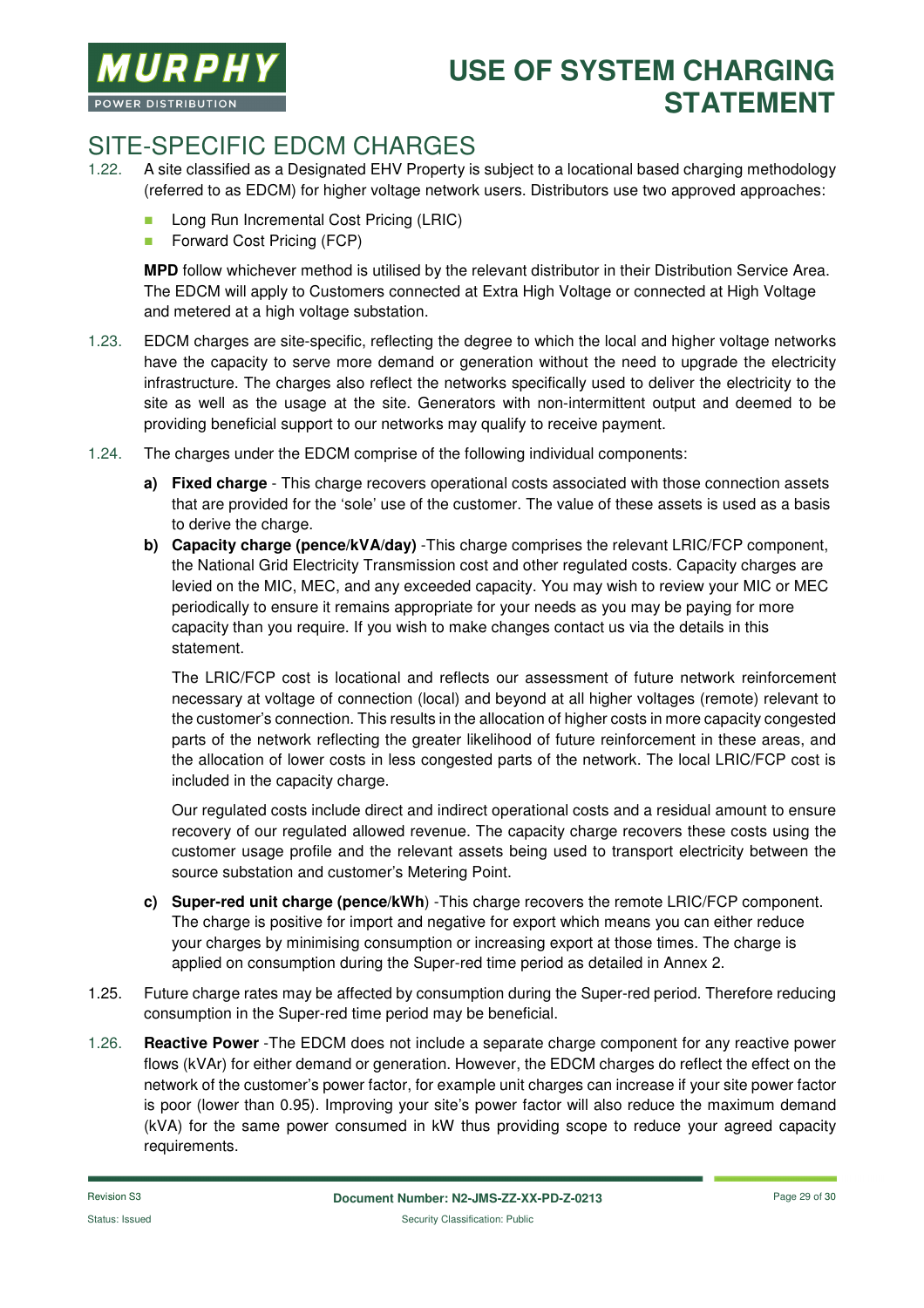## SITE-SPECIFIC EDCM CHARGES

1.22. A site classified as a Designated EHV Property is subject to a locational based charging methodology (referred to as EDCM) for higher voltage network users. Distributors use two approved approaches:

- Long Run Incremental Cost Pricing (LRIC)
- Forward Cost Pricing (FCP)

**MPD** follow whichever method is utilised by the relevant distributor in their Distribution Service Area. The EDCM will apply to Customers connected at Extra High Voltage or connected at High Voltage and metered at a high voltage substation.

1.23. EDCM charges are site-specific, reflecting the degree to which the local and higher voltage networks have the capacity to serve more demand or generation without the need to upgrade the electricity infrastructure. The charges also reflect the networks specifically used to deliver the electricity to the site as well as the usage at the site. Generators with non-intermittent output and deemed to be providing beneficial support to our networks may qualify to receive payment.

1.24. The charges under the EDCM comprise of the following individual components:

**a) Fixed charge** - This charge recovers operational costs associated with those connection assets that are provided for the 'sole' use of the customer. The value of these assets is used as a basis to derive the charge.

**b) Capacity charge (pence/kVA/day)** -This charge comprises the relevant LRIC/FCP component, the National Grid Electricity Transmission cost and other regulated costs. Capacity charges are levied on the MIC, MEC, and any exceeded capacity. You may wish to review your MIC or MEC periodically to ensure it remains appropriate for your needs as you may be paying for more capacity than you require. If you wish to make changes contact us via the details in this statement.

The LRIC/FCP cost is locational and reflects our assessment of future network reinforcement necessary at voltage of connection (local) and beyond at all higher voltages (remote) relevant to the customer's connection. This results in the allocation of higher costs in more capacity congested parts of the network reflecting the greater likelihood of future reinforcement in these areas, and the allocation of lower costs in less congested parts of the network. The local LRIC/FCP cost is included in the capacity charge.

Our regulated costs include direct and indirect operational costs and a residual amount to ensure recovery of our regulated allowed revenue. The capacity charge recovers these costs using the customer usage profile and the relevant assets being used to transport electricity between the source substation and customer's Metering Point.

**c) Super-red unit charge (pence/kWh**) -This charge recovers the remote LRIC/FCP component. The charge is positive for import and negative for export which means you can either reduce your charges by minimising consumption or increasing export at those times. The charge is applied on consumption during the Super-red time period as detailed in Annex 2.

1.25. Future charge rates may be affected by consumption during the Super-red period. Therefore reducing consumption in the Super-red time period may be beneficial.

1.26. **Reactive Power** -The EDCM does not include a separate charge component for any reactive power flows (kVAr) for either demand or generation. However, the EDCM charges do reflect the effect on the network of the customer's power factor, for example unit charges can increase if your site power factor is poor (lower than 0.95). Improving your site's power factor will also reduce the maximum demand (kVA) for the same power consumed in kW thus providing scope to reduce your agreed capacity requirements.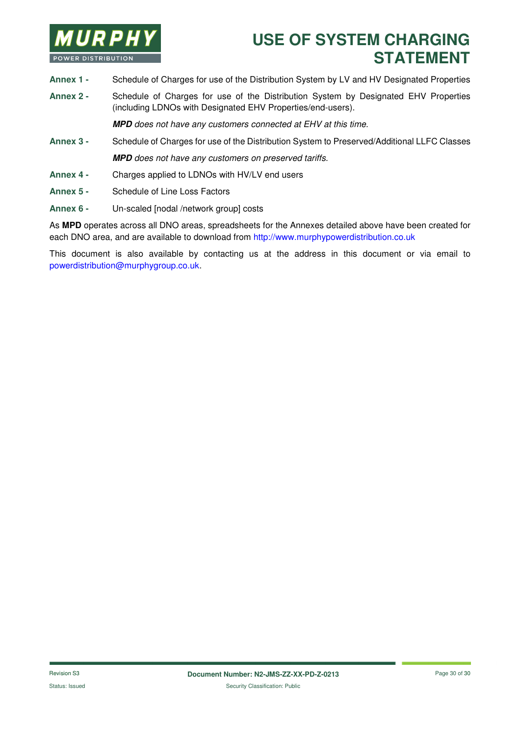**Annex 1 -** Schedule of Charges for use of the Distribution System by LV and HV Designated Properties

**Annex 2 -** Schedule of Charges for use of the Distribution System by Designated EHV Properties (including LDNOs with Designated EHV Properties/end-users).

*__MPD__ does not have any customers connected at EHV at this time.*

**Annex 3 -** Schedule of Charges for use of the Distribution System to Preserved/Additional LLFC Classes

*__MPD__ does not have any customers on preserved tariffs.*

**Annex 4 -** Charges applied to LDNOs with HV/LV end users

**Annex 5 -** Schedule of Line Loss Factors

**Annex 6 -** Un-scaled [nodal /network group] costs

As **MPD** operates across all DNO areas, spreadsheets for the Annexes detailed above have been created for each DNO area, and are available to download from http://www.murphypowerdistribution.co.uk

This document is also available by contacting us at the address in this document or via email to powerdistribution@murphygroup.co.uk.